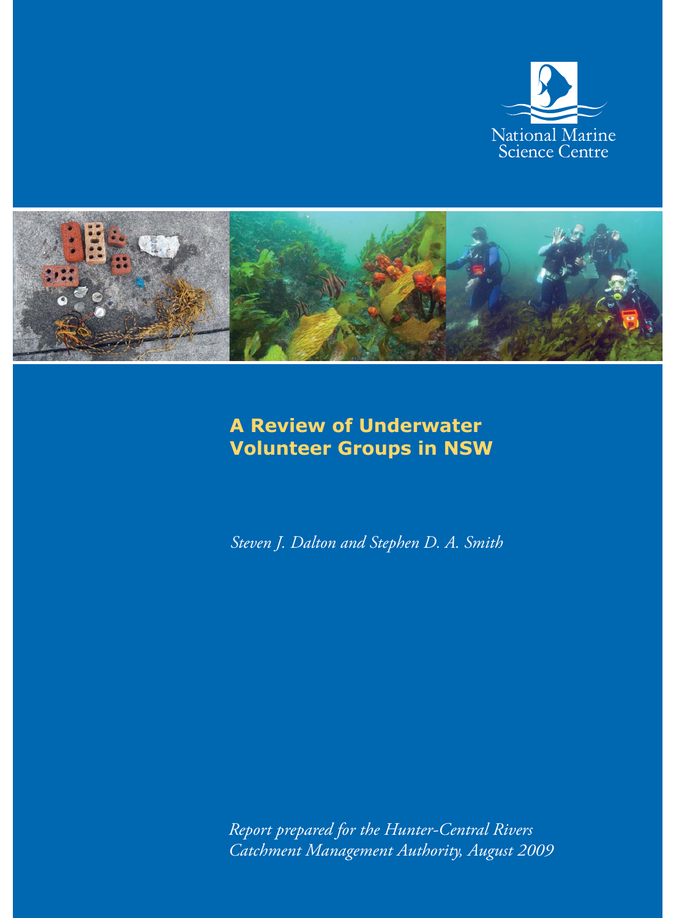National Marine Science Centre

# A Review of Underwater Volunteer Groups in NSW

*Steven J. Dalton and Stephen D. A. Smith*

*Report prepared for the Hunter-Central Rivers Catchment Management Authority, August 2009*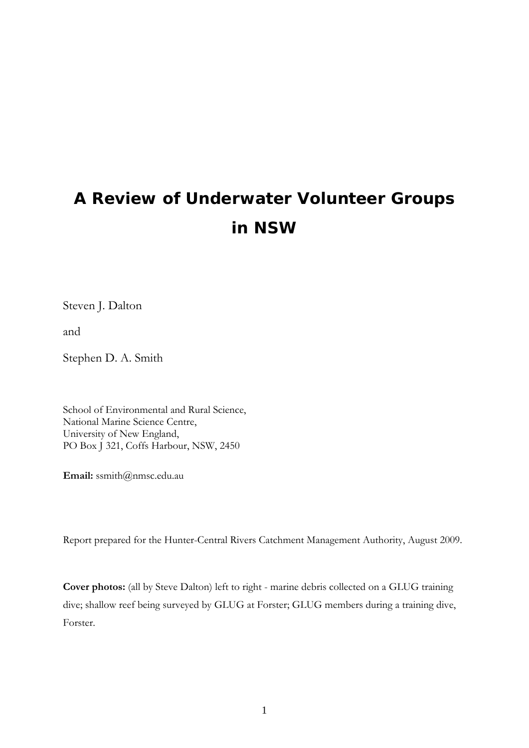# A Review of Underwater Volunteer Groups in NSW

Steven J. Dalton

and

Stephen D. A. Smith

School of Environmental and Rural Science,
National Marine Science Centre,
University of New England,
PO Box J 321, Coffs Harbour, NSW, 2450

**Email:** ssmith@nmsc.edu.au

Report prepared for the Hunter-Central Rivers Catchment Management Authority, August 2009.

**Cover photos:** (all by Steve Dalton) left to right - marine debris collected on a GLUG training dive; shallow reef being surveyed by GLUG at Forster; GLUG members during a training dive, Forster.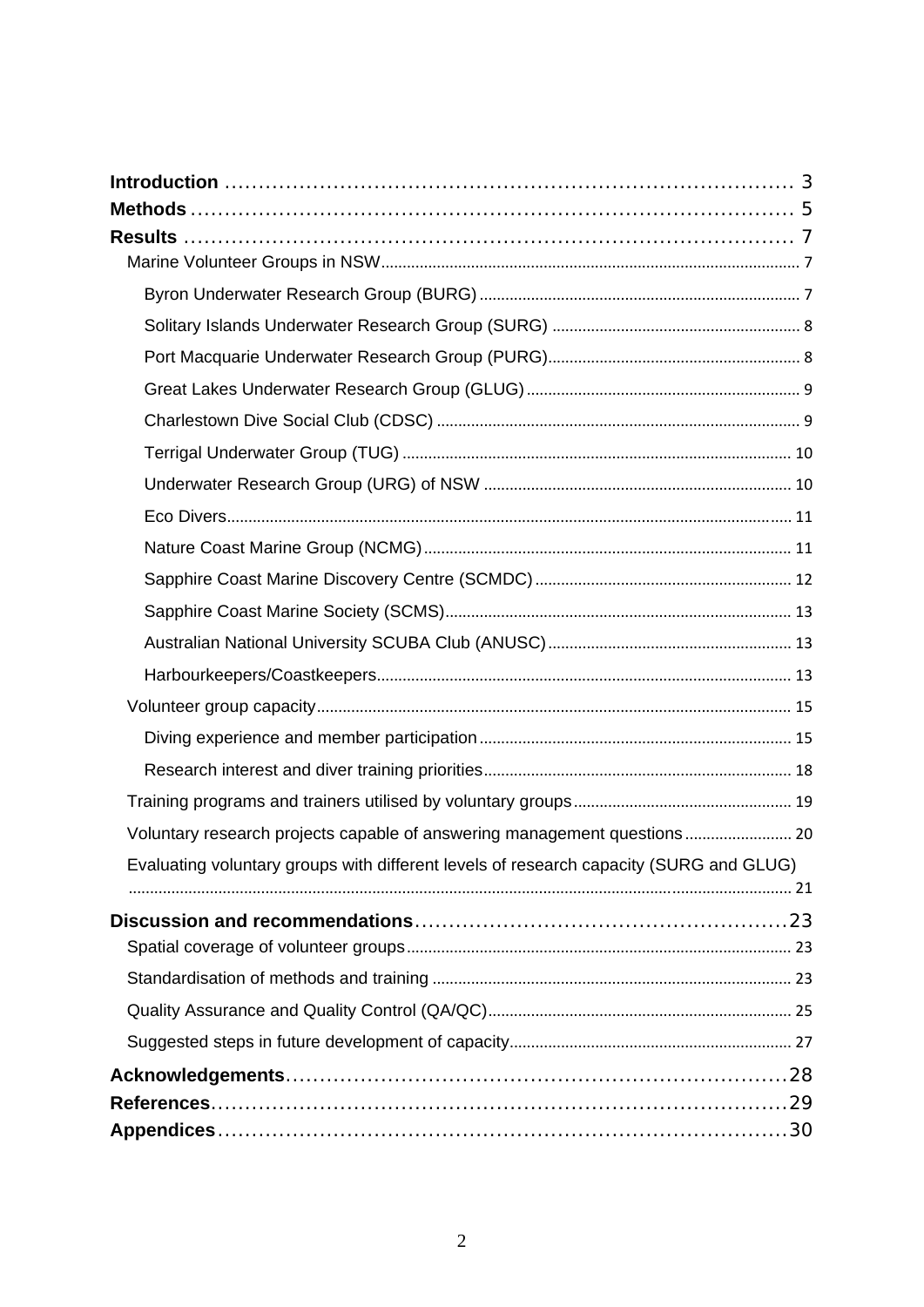**Introduction** ........................................................................ 3

**Methods** ........................................................................ 5

**Results** ........................................................................ 7

- Marine Volunteer Groups in NSW ........................................................................ 7
  - Byron Underwater Research Group (BURG) ........................................................................ 7
  - Solitary Islands Underwater Research Group (SURG) ........................................................................ 8
  - Port Macquarie Underwater Research Group (PURG) ........................................................................ 8
  - Great Lakes Underwater Research Group (GLUG) ........................................................................ 9
  - Charlestown Dive Social Club (CDSC) ........................................................................ 9
  - Terrigal Underwater Group (TUG) ........................................................................ 10
  - Underwater Research Group (URG) of NSW ........................................................................ 10
  - Eco Divers ........................................................................ 11
  - Nature Coast Marine Group (NCMG) ........................................................................ 11
  - Sapphire Coast Marine Discovery Centre (SCMDC) ........................................................................ 12
  - Sapphire Coast Marine Society (SCMS) ........................................................................ 13
  - Australian National University SCUBA Club (ANUSC) ........................................................................ 13
  - Harbourkeepers/Coastkeepers ........................................................................ 13
- Volunteer group capacity ........................................................................ 15
  - Diving experience and member participation ........................................................................ 15
  - Research interest and diver training priorities ........................................................................ 18
- Training programs and trainers utilised by voluntary groups ........................................................................ 19
- Voluntary research projects capable of answering management questions ........................................................................ 20
- Evaluating voluntary groups with different levels of research capacity (SURG and GLUG) ........................................................................ 21

**Discussion and recommendations** ........................................................................ 23

- Spatial coverage of volunteer groups ........................................................................ 23
- Standardisation of methods and training ........................................................................ 23
- Quality Assurance and Quality Control (QA/QC) ........................................................................ 25
- Suggested steps in future development of capacity ........................................................................ 27

**Acknowledgements** ........................................................................ 28

**References** ........................................................................ 29

**Appendices** ........................................................................ 30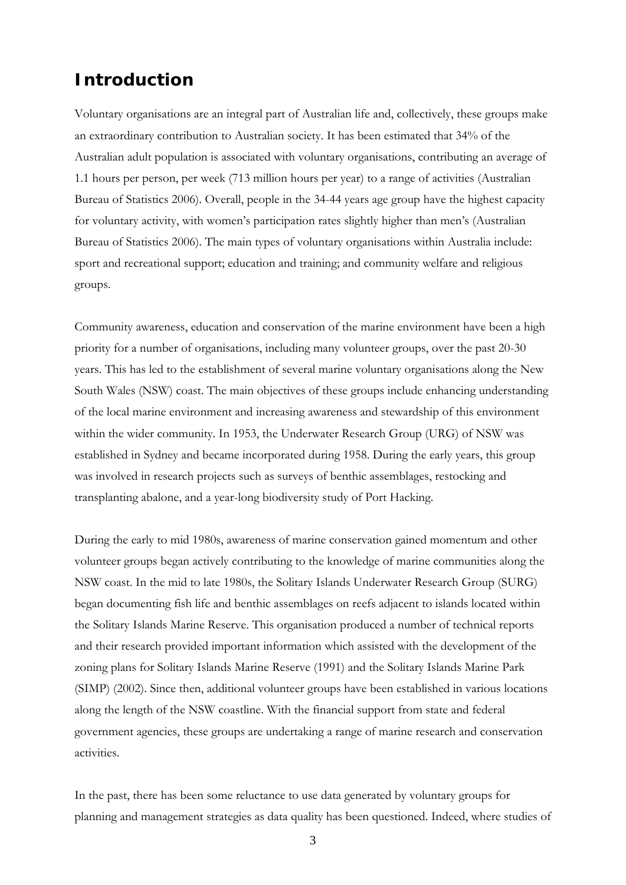# Introduction

Voluntary organisations are an integral part of Australian life and, collectively, these groups make an extraordinary contribution to Australian society. It has been estimated that 34% of the Australian adult population is associated with voluntary organisations, contributing an average of 1.1 hours per person, per week (713 million hours per year) to a range of activities (Australian Bureau of Statistics 2006). Overall, people in the 34-44 years age group have the highest capacity for voluntary activity, with women's participation rates slightly higher than men's (Australian Bureau of Statistics 2006). The main types of voluntary organisations within Australia include: sport and recreational support; education and training; and community welfare and religious groups.

Community awareness, education and conservation of the marine environment have been a high priority for a number of organisations, including many volunteer groups, over the past 20-30 years. This has led to the establishment of several marine voluntary organisations along the New South Wales (NSW) coast. The main objectives of these groups include enhancing understanding of the local marine environment and increasing awareness and stewardship of this environment within the wider community. In 1953, the Underwater Research Group (URG) of NSW was established in Sydney and became incorporated during 1958. During the early years, this group was involved in research projects such as surveys of benthic assemblages, restocking and transplanting abalone, and a year-long biodiversity study of Port Hacking.

During the early to mid 1980s, awareness of marine conservation gained momentum and other volunteer groups began actively contributing to the knowledge of marine communities along the NSW coast. In the mid to late 1980s, the Solitary Islands Underwater Research Group (SURG) began documenting fish life and benthic assemblages on reefs adjacent to islands located within the Solitary Islands Marine Reserve. This organisation produced a number of technical reports and their research provided important information which assisted with the development of the zoning plans for Solitary Islands Marine Reserve (1991) and the Solitary Islands Marine Park (SIMP) (2002). Since then, additional volunteer groups have been established in various locations along the length of the NSW coastline. With the financial support from state and federal government agencies, these groups are undertaking a range of marine research and conservation activities.

In the past, there has been some reluctance to use data generated by voluntary groups for planning and management strategies as data quality has been questioned. Indeed, where studies of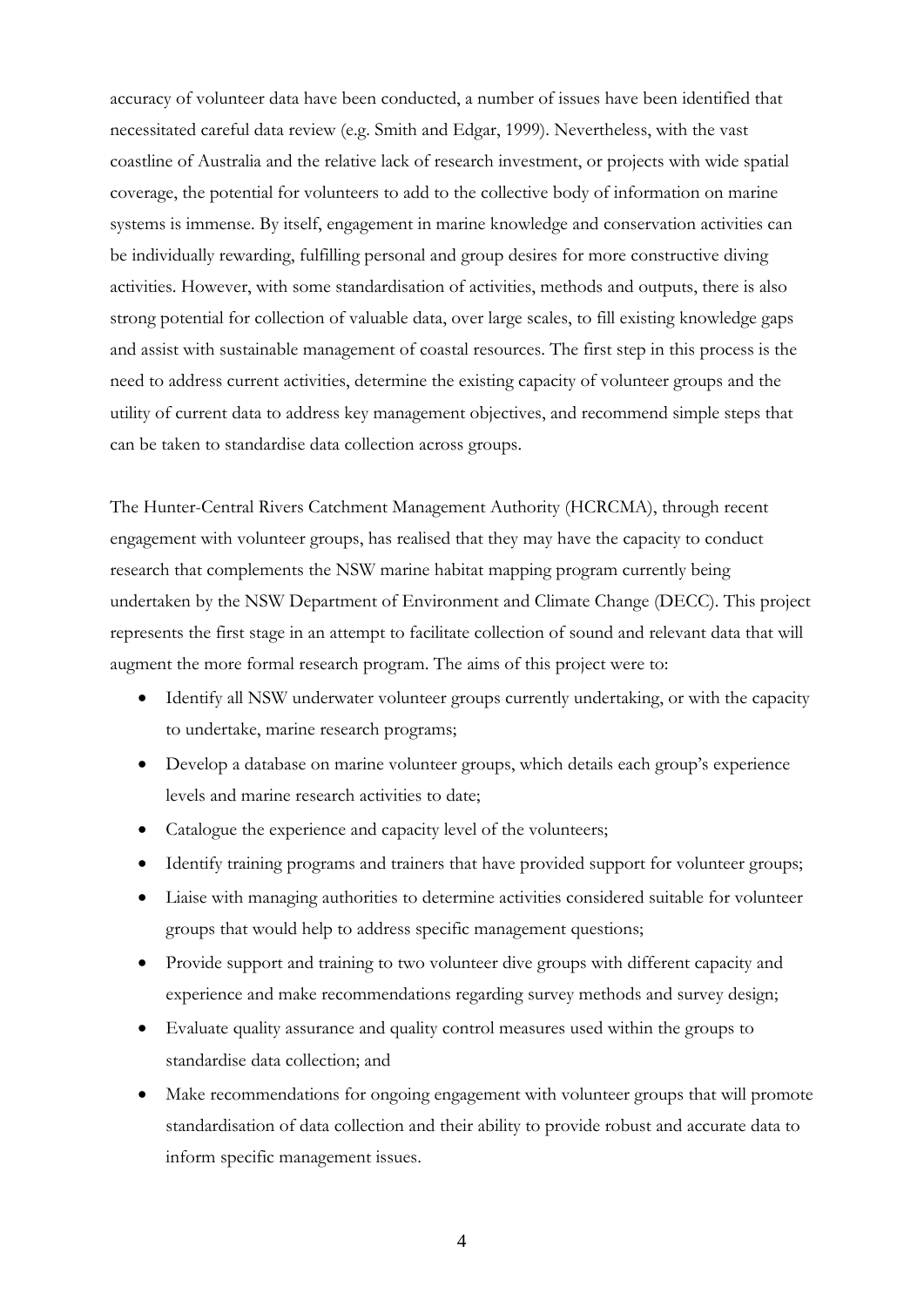accuracy of volunteer data have been conducted, a number of issues have been identified that necessitated careful data review (e.g. Smith and Edgar, 1999). Nevertheless, with the vast coastline of Australia and the relative lack of research investment, or projects with wide spatial coverage, the potential for volunteers to add to the collective body of information on marine systems is immense. By itself, engagement in marine knowledge and conservation activities can be individually rewarding, fulfilling personal and group desires for more constructive diving activities. However, with some standardisation of activities, methods and outputs, there is also strong potential for collection of valuable data, over large scales, to fill existing knowledge gaps and assist with sustainable management of coastal resources. The first step in this process is the need to address current activities, determine the existing capacity of volunteer groups and the utility of current data to address key management objectives, and recommend simple steps that can be taken to standardise data collection across groups.

The Hunter-Central Rivers Catchment Management Authority (HCRCMA), through recent engagement with volunteer groups, has realised that they may have the capacity to conduct research that complements the NSW marine habitat mapping program currently being undertaken by the NSW Department of Environment and Climate Change (DECC). This project represents the first stage in an attempt to facilitate collection of sound and relevant data that will augment the more formal research program. The aims of this project were to:

- Identify all NSW underwater volunteer groups currently undertaking, or with the capacity to undertake, marine research programs;
- Develop a database on marine volunteer groups, which details each group's experience levels and marine research activities to date;
- Catalogue the experience and capacity level of the volunteers;
- Identify training programs and trainers that have provided support for volunteer groups;
- Liaise with managing authorities to determine activities considered suitable for volunteer groups that would help to address specific management questions;
- Provide support and training to two volunteer dive groups with different capacity and experience and make recommendations regarding survey methods and survey design;
- Evaluate quality assurance and quality control measures used within the groups to standardise data collection; and
- Make recommendations for ongoing engagement with volunteer groups that will promote standardisation of data collection and their ability to provide robust and accurate data to inform specific management issues.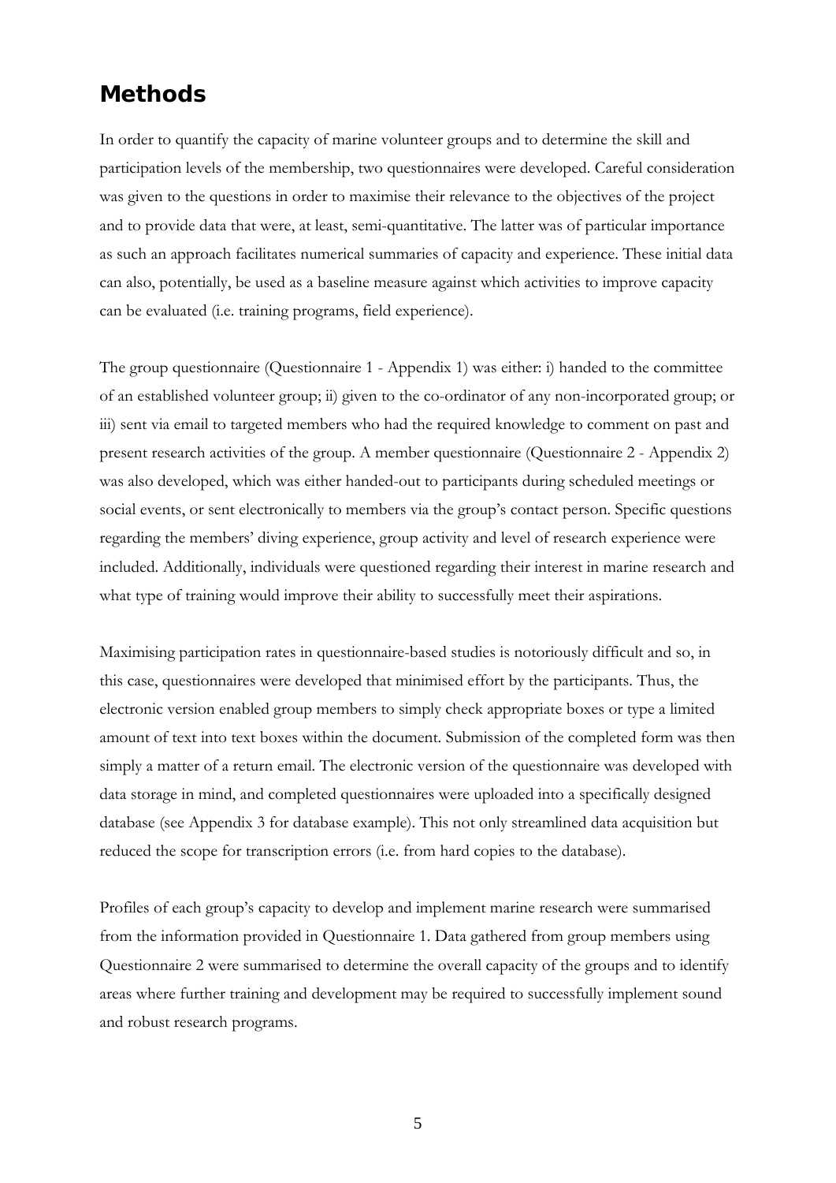## Methods

In order to quantify the capacity of marine volunteer groups and to determine the skill and participation levels of the membership, two questionnaires were developed. Careful consideration was given to the questions in order to maximise their relevance to the objectives of the project and to provide data that were, at least, semi-quantitative. The latter was of particular importance as such an approach facilitates numerical summaries of capacity and experience. These initial data can also, potentially, be used as a baseline measure against which activities to improve capacity can be evaluated (i.e. training programs, field experience).

The group questionnaire (Questionnaire 1 - Appendix 1) was either: i) handed to the committee of an established volunteer group; ii) given to the co-ordinator of any non-incorporated group; or iii) sent via email to targeted members who had the required knowledge to comment on past and present research activities of the group. A member questionnaire (Questionnaire 2 - Appendix 2) was also developed, which was either handed-out to participants during scheduled meetings or social events, or sent electronically to members via the group's contact person. Specific questions regarding the members' diving experience, group activity and level of research experience were included. Additionally, individuals were questioned regarding their interest in marine research and what type of training would improve their ability to successfully meet their aspirations.

Maximising participation rates in questionnaire-based studies is notoriously difficult and so, in this case, questionnaires were developed that minimised effort by the participants. Thus, the electronic version enabled group members to simply check appropriate boxes or type a limited amount of text into text boxes within the document. Submission of the completed form was then simply a matter of a return email. The electronic version of the questionnaire was developed with data storage in mind, and completed questionnaires were uploaded into a specifically designed database (see Appendix 3 for database example). This not only streamlined data acquisition but reduced the scope for transcription errors (i.e. from hard copies to the database).

Profiles of each group's capacity to develop and implement marine research were summarised from the information provided in Questionnaire 1. Data gathered from group members using Questionnaire 2 were summarised to determine the overall capacity of the groups and to identify areas where further training and development may be required to successfully implement sound and robust research programs.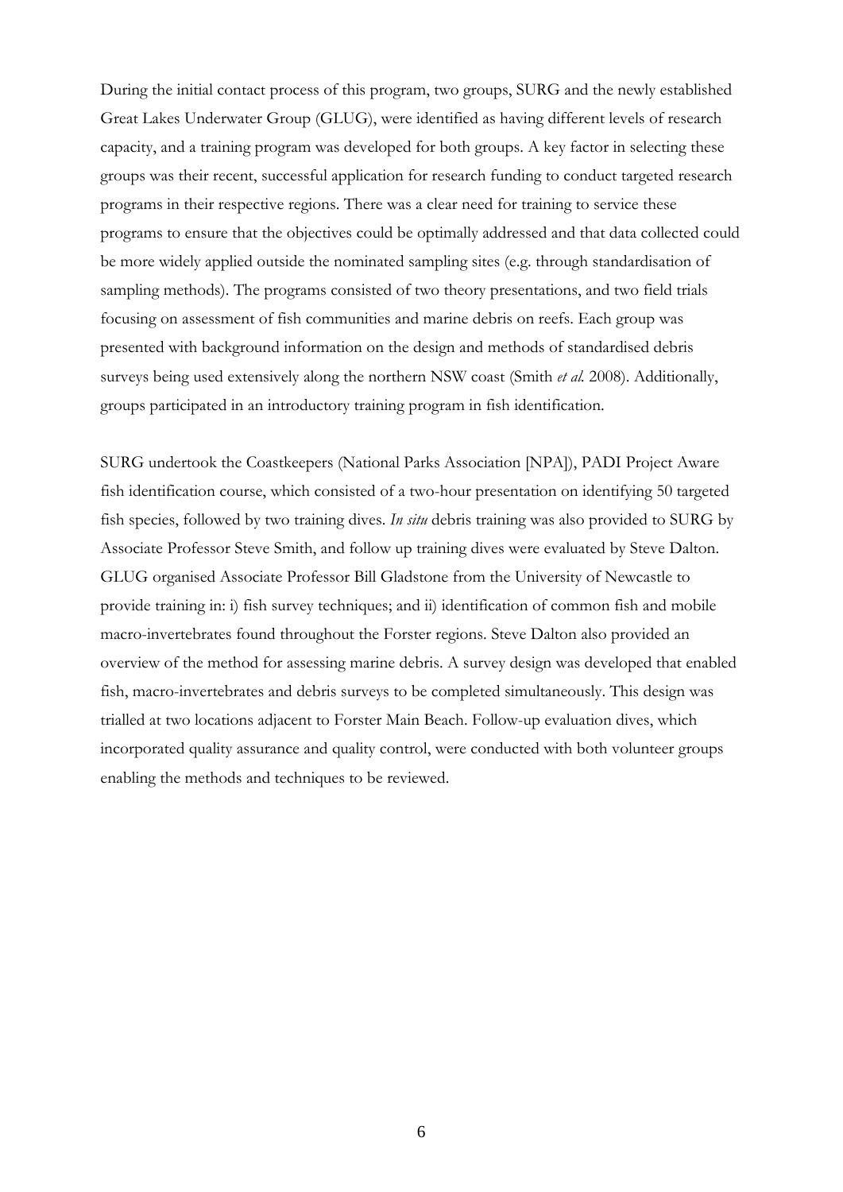During the initial contact process of this program, two groups, SURG and the newly established Great Lakes Underwater Group (GLUG), were identified as having different levels of research capacity, and a training program was developed for both groups. A key factor in selecting these groups was their recent, successful application for research funding to conduct targeted research programs in their respective regions. There was a clear need for training to service these programs to ensure that the objectives could be optimally addressed and that data collected could be more widely applied outside the nominated sampling sites (e.g. through standardisation of sampling methods). The programs consisted of two theory presentations, and two field trials focusing on assessment of fish communities and marine debris on reefs. Each group was presented with background information on the design and methods of standardised debris surveys being used extensively along the northern NSW coast (Smith *et al.* 2008). Additionally, groups participated in an introductory training program in fish identification.

SURG undertook the Coastkeepers (National Parks Association [NPA]), PADI Project Aware fish identification course, which consisted of a two-hour presentation on identifying 50 targeted fish species, followed by two training dives. *In situ* debris training was also provided to SURG by Associate Professor Steve Smith, and follow up training dives were evaluated by Steve Dalton. GLUG organised Associate Professor Bill Gladstone from the University of Newcastle to provide training in: i) fish survey techniques; and ii) identification of common fish and mobile macro-invertebrates found throughout the Forster regions. Steve Dalton also provided an overview of the method for assessing marine debris. A survey design was developed that enabled fish, macro-invertebrates and debris surveys to be completed simultaneously. This design was trialled at two locations adjacent to Forster Main Beach. Follow-up evaluation dives, which incorporated quality assurance and quality control, were conducted with both volunteer groups enabling the methods and techniques to be reviewed.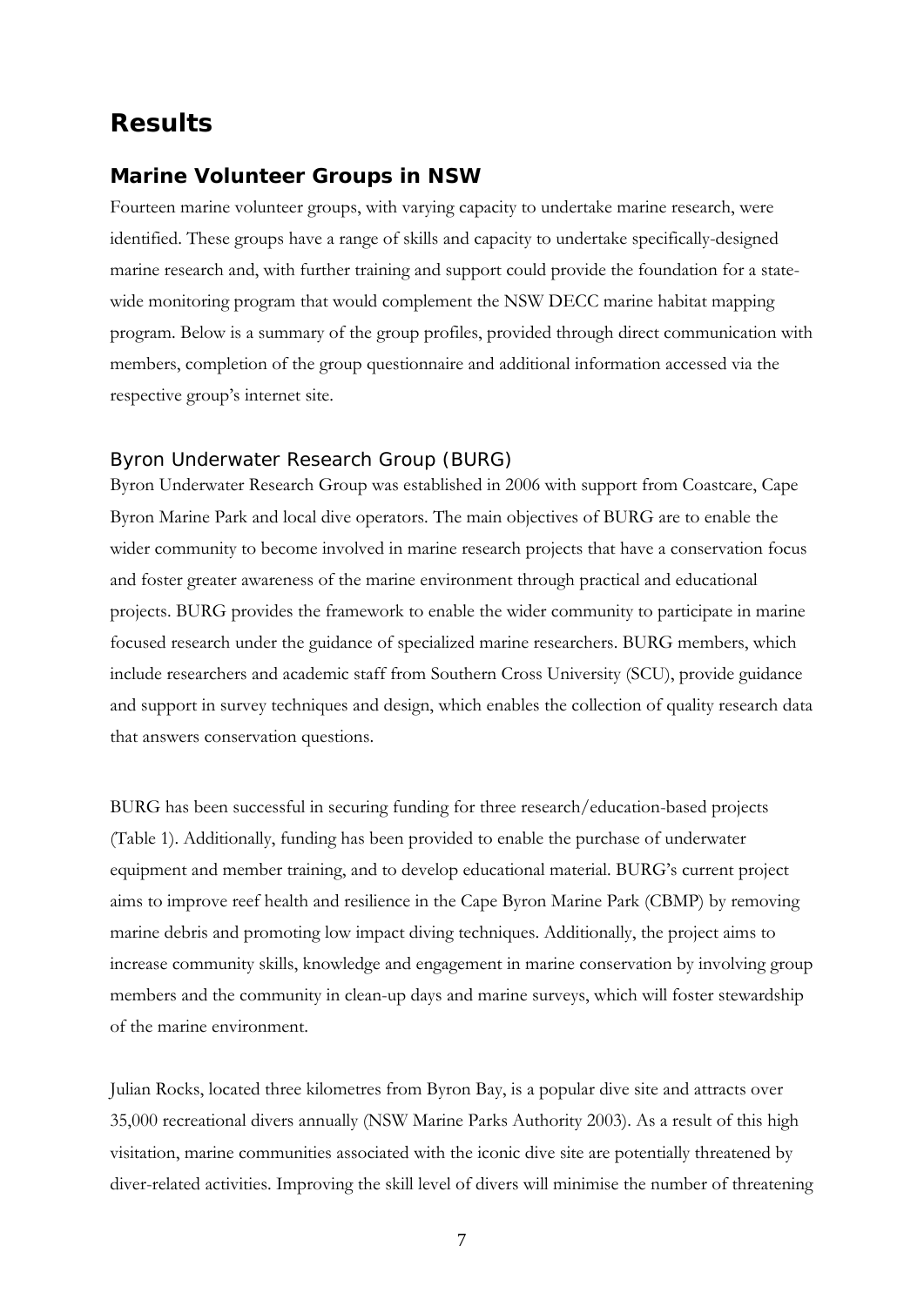# Results

## Marine Volunteer Groups in NSW

Fourteen marine volunteer groups, with varying capacity to undertake marine research, were identified. These groups have a range of skills and capacity to undertake specifically-designed marine research and, with further training and support could provide the foundation for a state-wide monitoring program that would complement the NSW DECC marine habitat mapping program. Below is a summary of the group profiles, provided through direct communication with members, completion of the group questionnaire and additional information accessed via the respective group's internet site.

### Byron Underwater Research Group (BURG)

Byron Underwater Research Group was established in 2006 with support from Coastcare, Cape Byron Marine Park and local dive operators. The main objectives of BURG are to enable the wider community to become involved in marine research projects that have a conservation focus and foster greater awareness of the marine environment through practical and educational projects. BURG provides the framework to enable the wider community to participate in marine focused research under the guidance of specialized marine researchers. BURG members, which include researchers and academic staff from Southern Cross University (SCU), provide guidance and support in survey techniques and design, which enables the collection of quality research data that answers conservation questions.

BURG has been successful in securing funding for three research/education-based projects (Table 1). Additionally, funding has been provided to enable the purchase of underwater equipment and member training, and to develop educational material. BURG's current project aims to improve reef health and resilience in the Cape Byron Marine Park (CBMP) by removing marine debris and promoting low impact diving techniques. Additionally, the project aims to increase community skills, knowledge and engagement in marine conservation by involving group members and the community in clean-up days and marine surveys, which will foster stewardship of the marine environment.

Julian Rocks, located three kilometres from Byron Bay, is a popular dive site and attracts over 35,000 recreational divers annually (NSW Marine Parks Authority 2003). As a result of this high visitation, marine communities associated with the iconic dive site are potentially threatened by diver-related activities. Improving the skill level of divers will minimise the number of threatening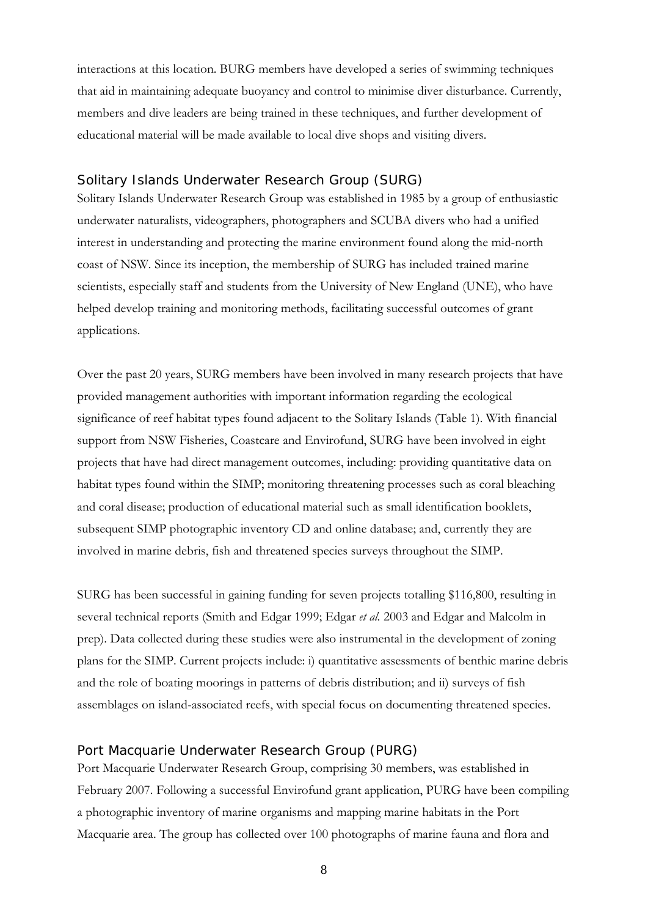interactions at this location. BURG members have developed a series of swimming techniques that aid in maintaining adequate buoyancy and control to minimise diver disturbance. Currently, members and dive leaders are being trained in these techniques, and further development of educational material will be made available to local dive shops and visiting divers.

### Solitary Islands Underwater Research Group (SURG)

Solitary Islands Underwater Research Group was established in 1985 by a group of enthusiastic underwater naturalists, videographers, photographers and SCUBA divers who had a unified interest in understanding and protecting the marine environment found along the mid-north coast of NSW. Since its inception, the membership of SURG has included trained marine scientists, especially staff and students from the University of New England (UNE), who have helped develop training and monitoring methods, facilitating successful outcomes of grant applications.

Over the past 20 years, SURG members have been involved in many research projects that have provided management authorities with important information regarding the ecological significance of reef habitat types found adjacent to the Solitary Islands (Table 1). With financial support from NSW Fisheries, Coastcare and Envirofund, SURG have been involved in eight projects that have had direct management outcomes, including: providing quantitative data on habitat types found within the SIMP; monitoring threatening processes such as coral bleaching and coral disease; production of educational material such as small identification booklets, subsequent SIMP photographic inventory CD and online database; and, currently they are involved in marine debris, fish and threatened species surveys throughout the SIMP.

SURG has been successful in gaining funding for seven projects totalling $116,800, resulting in several technical reports (Smith and Edgar 1999; Edgar *et al.* 2003 and Edgar and Malcolm in prep). Data collected during these studies were also instrumental in the development of zoning plans for the SIMP. Current projects include: i) quantitative assessments of benthic marine debris and the role of boating moorings in patterns of debris distribution; and ii) surveys of fish assemblages on island-associated reefs, with special focus on documenting threatened species.

### Port Macquarie Underwater Research Group (PURG)

Port Macquarie Underwater Research Group, comprising 30 members, was established in February 2007. Following a successful Envirofund grant application, PURG have been compiling a photographic inventory of marine organisms and mapping marine habitats in the Port Macquarie area. The group has collected over 100 photographs of marine fauna and flora and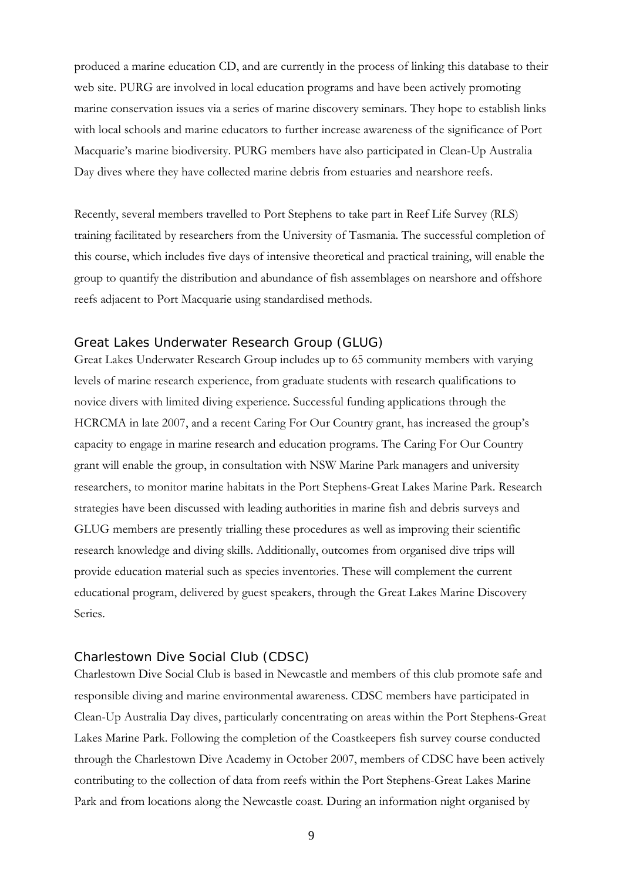produced a marine education CD, and are currently in the process of linking this database to their web site. PURG are involved in local education programs and have been actively promoting marine conservation issues via a series of marine discovery seminars. They hope to establish links with local schools and marine educators to further increase awareness of the significance of Port Macquarie's marine biodiversity. PURG members have also participated in Clean-Up Australia Day dives where they have collected marine debris from estuaries and nearshore reefs.

Recently, several members travelled to Port Stephens to take part in Reef Life Survey (RLS) training facilitated by researchers from the University of Tasmania. The successful completion of this course, which includes five days of intensive theoretical and practical training, will enable the group to quantify the distribution and abundance of fish assemblages on nearshore and offshore reefs adjacent to Port Macquarie using standardised methods.

### Great Lakes Underwater Research Group (GLUG)

Great Lakes Underwater Research Group includes up to 65 community members with varying levels of marine research experience, from graduate students with research qualifications to novice divers with limited diving experience. Successful funding applications through the HCRCMA in late 2007, and a recent Caring For Our Country grant, has increased the group's capacity to engage in marine research and education programs. The Caring For Our Country grant will enable the group, in consultation with NSW Marine Park managers and university researchers, to monitor marine habitats in the Port Stephens-Great Lakes Marine Park. Research strategies have been discussed with leading authorities in marine fish and debris surveys and GLUG members are presently trialling these procedures as well as improving their scientific research knowledge and diving skills. Additionally, outcomes from organised dive trips will provide education material such as species inventories. These will complement the current educational program, delivered by guest speakers, through the Great Lakes Marine Discovery Series.

### Charlestown Dive Social Club (CDSC)

Charlestown Dive Social Club is based in Newcastle and members of this club promote safe and responsible diving and marine environmental awareness. CDSC members have participated in Clean-Up Australia Day dives, particularly concentrating on areas within the Port Stephens-Great Lakes Marine Park. Following the completion of the Coastkeepers fish survey course conducted through the Charlestown Dive Academy in October 2007, members of CDSC have been actively contributing to the collection of data from reefs within the Port Stephens-Great Lakes Marine Park and from locations along the Newcastle coast. During an information night organised by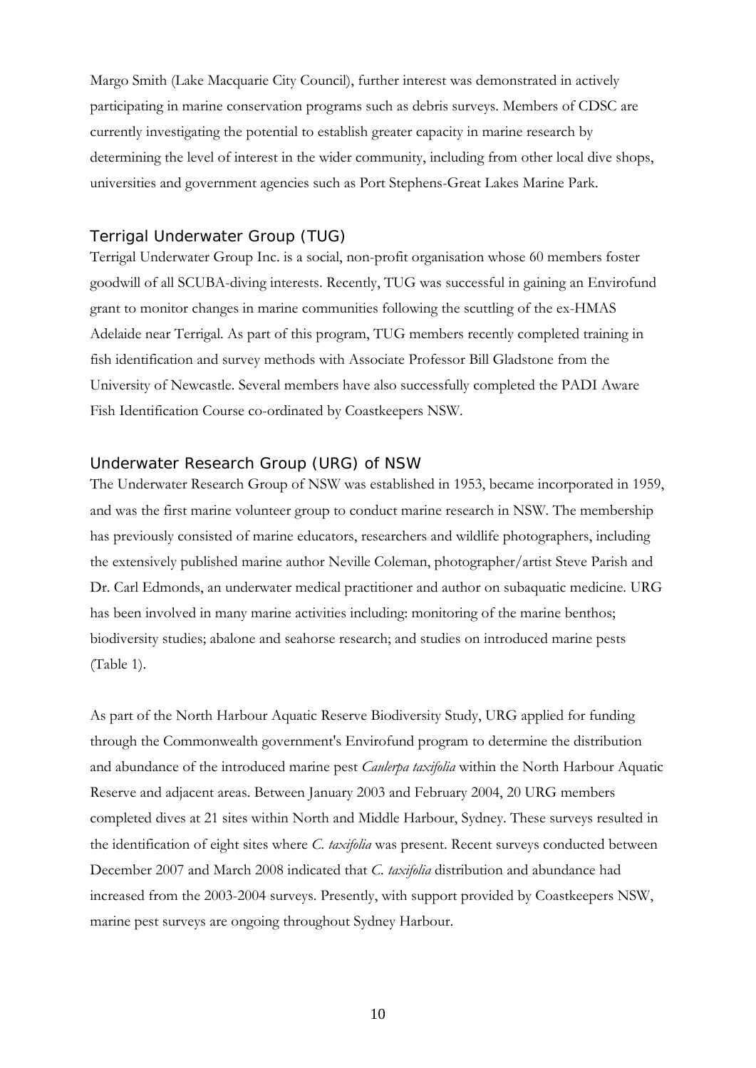Margo Smith (Lake Macquarie City Council), further interest was demonstrated in actively participating in marine conservation programs such as debris surveys. Members of CDSC are currently investigating the potential to establish greater capacity in marine research by determining the level of interest in the wider community, including from other local dive shops, universities and government agencies such as Port Stephens-Great Lakes Marine Park.

### Terrigal Underwater Group (TUG)

Terrigal Underwater Group Inc. is a social, non-profit organisation whose 60 members foster goodwill of all SCUBA-diving interests. Recently, TUG was successful in gaining an Envirofund grant to monitor changes in marine communities following the scuttling of the ex-HMAS Adelaide near Terrigal. As part of this program, TUG members recently completed training in fish identification and survey methods with Associate Professor Bill Gladstone from the University of Newcastle. Several members have also successfully completed the PADI Aware Fish Identification Course co-ordinated by Coastkeepers NSW.

### Underwater Research Group (URG) of NSW

The Underwater Research Group of NSW was established in 1953, became incorporated in 1959, and was the first marine volunteer group to conduct marine research in NSW. The membership has previously consisted of marine educators, researchers and wildlife photographers, including the extensively published marine author Neville Coleman, photographer/artist Steve Parish and Dr. Carl Edmonds, an underwater medical practitioner and author on subaquatic medicine. URG has been involved in many marine activities including: monitoring of the marine benthos; biodiversity studies; abalone and seahorse research; and studies on introduced marine pests (Table 1).

As part of the North Harbour Aquatic Reserve Biodiversity Study, URG applied for funding through the Commonwealth government's Envirofund program to determine the distribution and abundance of the introduced marine pest *Caulerpa taxifolia* within the North Harbour Aquatic Reserve and adjacent areas. Between January 2003 and February 2004, 20 URG members completed dives at 21 sites within North and Middle Harbour, Sydney. These surveys resulted in the identification of eight sites where *C. taxifolia* was present. Recent surveys conducted between December 2007 and March 2008 indicated that *C. taxifolia* distribution and abundance had increased from the 2003-2004 surveys. Presently, with support provided by Coastkeepers NSW, marine pest surveys are ongoing throughout Sydney Harbour.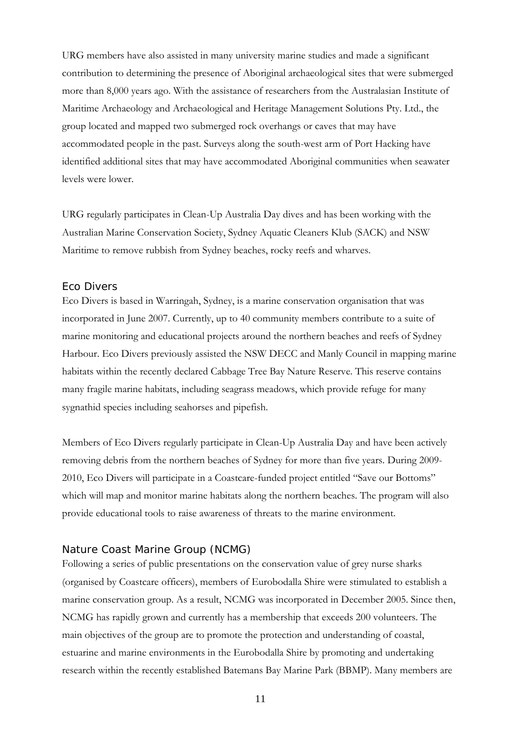URG members have also assisted in many university marine studies and made a significant contribution to determining the presence of Aboriginal archaeological sites that were submerged more than 8,000 years ago. With the assistance of researchers from the Australasian Institute of Maritime Archaeology and Archaeological and Heritage Management Solutions Pty. Ltd., the group located and mapped two submerged rock overhangs or caves that may have accommodated people in the past. Surveys along the south-west arm of Port Hacking have identified additional sites that may have accommodated Aboriginal communities when seawater levels were lower.

URG regularly participates in Clean-Up Australia Day dives and has been working with the Australian Marine Conservation Society, Sydney Aquatic Cleaners Klub (SACK) and NSW Maritime to remove rubbish from Sydney beaches, rocky reefs and wharves.

### Eco Divers

Eco Divers is based in Warringah, Sydney, is a marine conservation organisation that was incorporated in June 2007. Currently, up to 40 community members contribute to a suite of marine monitoring and educational projects around the northern beaches and reefs of Sydney Harbour. Eco Divers previously assisted the NSW DECC and Manly Council in mapping marine habitats within the recently declared Cabbage Tree Bay Nature Reserve. This reserve contains many fragile marine habitats, including seagrass meadows, which provide refuge for many sygnathid species including seahorses and pipefish.

Members of Eco Divers regularly participate in Clean-Up Australia Day and have been actively removing debris from the northern beaches of Sydney for more than five years. During 2009-2010, Eco Divers will participate in a Coastcare-funded project entitled "Save our Bottoms" which will map and monitor marine habitats along the northern beaches. The program will also provide educational tools to raise awareness of threats to the marine environment.

### Nature Coast Marine Group (NCMG)

Following a series of public presentations on the conservation value of grey nurse sharks (organised by Coastcare officers), members of Eurobodalla Shire were stimulated to establish a marine conservation group. As a result, NCMG was incorporated in December 2005. Since then, NCMG has rapidly grown and currently has a membership that exceeds 200 volunteers. The main objectives of the group are to promote the protection and understanding of coastal, estuarine and marine environments in the Eurobodalla Shire by promoting and undertaking research within the recently established Batemans Bay Marine Park (BBMP). Many members are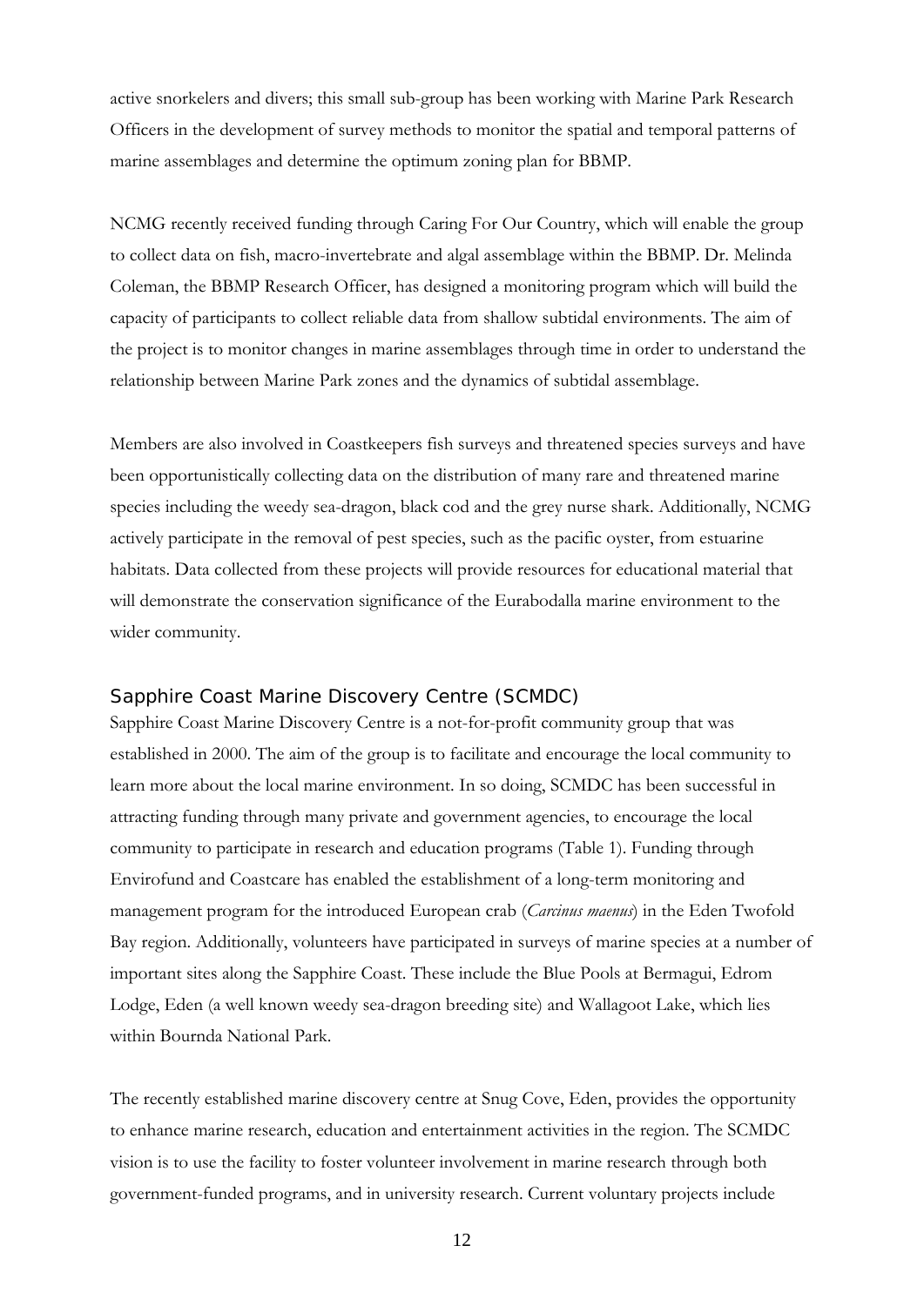active snorkelers and divers; this small sub-group has been working with Marine Park Research Officers in the development of survey methods to monitor the spatial and temporal patterns of marine assemblages and determine the optimum zoning plan for BBMP.

NCMG recently received funding through Caring For Our Country, which will enable the group to collect data on fish, macro-invertebrate and algal assemblage within the BBMP. Dr. Melinda Coleman, the BBMP Research Officer, has designed a monitoring program which will build the capacity of participants to collect reliable data from shallow subtidal environments. The aim of the project is to monitor changes in marine assemblages through time in order to understand the relationship between Marine Park zones and the dynamics of subtidal assemblage.

Members are also involved in Coastkeepers fish surveys and threatened species surveys and have been opportunistically collecting data on the distribution of many rare and threatened marine species including the weedy sea-dragon, black cod and the grey nurse shark. Additionally, NCMG actively participate in the removal of pest species, such as the pacific oyster, from estuarine habitats. Data collected from these projects will provide resources for educational material that will demonstrate the conservation significance of the Eurabodalla marine environment to the wider community.

### Sapphire Coast Marine Discovery Centre (SCMDC)

Sapphire Coast Marine Discovery Centre is a not-for-profit community group that was established in 2000. The aim of the group is to facilitate and encourage the local community to learn more about the local marine environment. In so doing, SCMDC has been successful in attracting funding through many private and government agencies, to encourage the local community to participate in research and education programs (Table 1). Funding through Envirofund and Coastcare has enabled the establishment of a long-term monitoring and management program for the introduced European crab (*Carcinus maenus*) in the Eden Twofold Bay region. Additionally, volunteers have participated in surveys of marine species at a number of important sites along the Sapphire Coast. These include the Blue Pools at Bermagui, Edrom Lodge, Eden (a well known weedy sea-dragon breeding site) and Wallagoot Lake, which lies within Bournda National Park.

The recently established marine discovery centre at Snug Cove, Eden, provides the opportunity to enhance marine research, education and entertainment activities in the region. The SCMDC vision is to use the facility to foster volunteer involvement in marine research through both government-funded programs, and in university research. Current voluntary projects include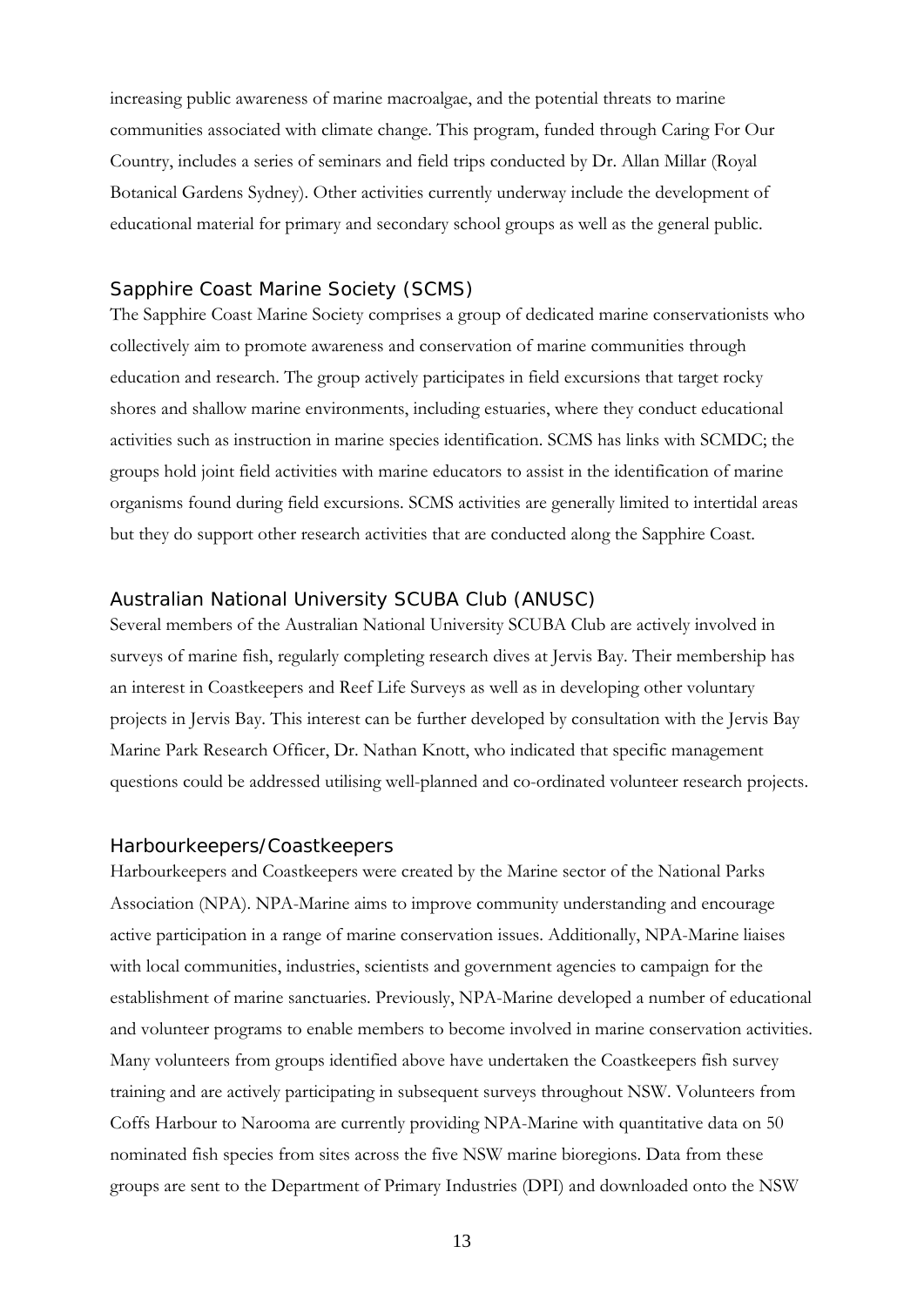increasing public awareness of marine macroalgae, and the potential threats to marine communities associated with climate change. This program, funded through Caring For Our Country, includes a series of seminars and field trips conducted by Dr. Allan Millar (Royal Botanical Gardens Sydney). Other activities currently underway include the development of educational material for primary and secondary school groups as well as the general public.

### Sapphire Coast Marine Society (SCMS)

The Sapphire Coast Marine Society comprises a group of dedicated marine conservationists who collectively aim to promote awareness and conservation of marine communities through education and research. The group actively participates in field excursions that target rocky shores and shallow marine environments, including estuaries, where they conduct educational activities such as instruction in marine species identification. SCMS has links with SCMDC; the groups hold joint field activities with marine educators to assist in the identification of marine organisms found during field excursions. SCMS activities are generally limited to intertidal areas but they do support other research activities that are conducted along the Sapphire Coast.

### Australian National University SCUBA Club (ANUSC)

Several members of the Australian National University SCUBA Club are actively involved in surveys of marine fish, regularly completing research dives at Jervis Bay. Their membership has an interest in Coastkeepers and Reef Life Surveys as well as in developing other voluntary projects in Jervis Bay. This interest can be further developed by consultation with the Jervis Bay Marine Park Research Officer, Dr. Nathan Knott, who indicated that specific management questions could be addressed utilising well-planned and co-ordinated volunteer research projects.

### Harbourkeepers/Coastkeepers

Harbourkeepers and Coastkeepers were created by the Marine sector of the National Parks Association (NPA). NPA-Marine aims to improve community understanding and encourage active participation in a range of marine conservation issues. Additionally, NPA-Marine liaises with local communities, industries, scientists and government agencies to campaign for the establishment of marine sanctuaries. Previously, NPA-Marine developed a number of educational and volunteer programs to enable members to become involved in marine conservation activities. Many volunteers from groups identified above have undertaken the Coastkeepers fish survey training and are actively participating in subsequent surveys throughout NSW. Volunteers from Coffs Harbour to Narooma are currently providing NPA-Marine with quantitative data on 50 nominated fish species from sites across the five NSW marine bioregions. Data from these groups are sent to the Department of Primary Industries (DPI) and downloaded onto the NSW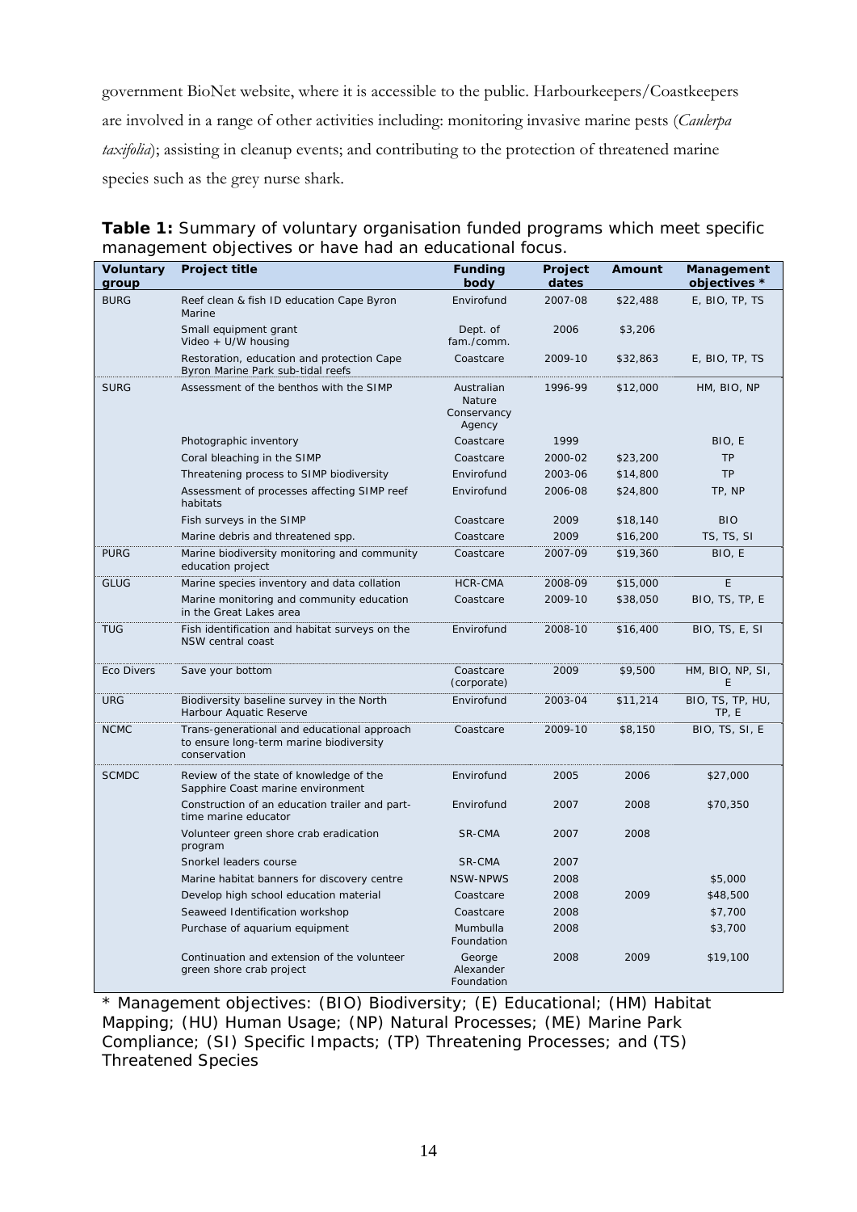government BioNet website, where it is accessible to the public. Harbourkeepers/Coastkeepers are involved in a range of other activities including: monitoring invasive marine pests (*Caulerpa taxifolia*); assisting in cleanup events; and contributing to the protection of threatened marine species such as the grey nurse shark.

**Table 1:** Summary of voluntary organisation funded programs which meet specific management objectives or have had an educational focus.

| Voluntary group | Project title | Funding body | Project dates | Amount | Management objectives * |
|---|---|---|---|---|---|
| BURG | Reef clean & fish ID education Cape Byron Marine | Envirofund | 2007-08 | $22,488 | E, BIO, TP, TS |
| | Small equipment grant Video + U/W housing | Dept. of fam./comm. | 2006 | $3,206 | |
| | Restoration, education and protection Cape Byron Marine Park sub-tidal reefs | Coastcare | 2009-10 | $32,863 | E, BIO, TP, TS |
| SURG | Assessment of the benthos with the SIMP | Australian Nature Conservancy Agency | 1996-99 | $12,000 | HM, BIO, NP |
| | Photographic inventory | Coastcare | 1999 | | BIO, E |
| | Coral bleaching in the SIMP | Coastcare | 2000-02 | $23,200 | TP |
| | Threatening process to SIMP biodiversity | Envirofund | 2003-06 | $14,800 | TP |
| | Assessment of processes affecting SIMP reef habitats | Envirofund | 2006-08 | $24,800 | TP, NP |
| | Fish surveys in the SIMP | Coastcare | 2009 | $18,140 | BIO |
| | Marine debris and threatened spp. | Coastcare | 2009 | $16,200 | TS, TS, SI |
| PURG | Marine biodiversity monitoring and community education project | Coastcare | 2007-09 | $19,360 | BIO, E |
| GLUG | Marine species inventory and data collation | HCR-CMA | 2008-09 | $15,000 | E |
| | Marine monitoring and community education in the Great Lakes area | Coastcare | 2009-10 | $38,050 | BIO, TS, TP, E |
| TUG | Fish identification and habitat surveys on the NSW central coast | Envirofund | 2008-10 | $16,400 | BIO, TS, E, SI |
| Eco Divers | Save your bottom | Coastcare (corporate) | 2009 | $9,500 | HM, BIO, NP, SI, E |
| URG | Biodiversity baseline survey in the North Harbour Aquatic Reserve | Envirofund | 2003-04 | $11,214 | BIO, TS, TP, HU, TP, E |
| NCMC | Trans-generational and educational approach to ensure long-term marine biodiversity conservation | Coastcare | 2009-10 | $8,150 | BIO, TS, SI, E |
| SCMDC | Review of the state of knowledge of the Sapphire Coast marine environment | Envirofund | 2005 | 2006 | $27,000 |
| | Construction of an education trailer and part-time marine educator | Envirofund | 2007 | 2008 | $70,350 |
| | Volunteer green shore crab eradication program | SR-CMA | 2007 | 2008 | |
| | Snorkel leaders course | SR-CMA | 2007 | | |
| | Marine habitat banners for discovery centre | NSW-NPWS | 2008 | | $5,000 |
| | Develop high school education material | Coastcare | 2008 | 2009 | $48,500 |
| | Seaweed Identification workshop | Coastcare | 2008 | | $7,700 |
| | Purchase of aquarium equipment | Mumbulla Foundation | 2008 | | $3,700 |
| | Continuation and extension of the volunteer green shore crab project | George Alexander Foundation | 2008 | 2009 | $19,100 |

\* Management objectives: (BIO) Biodiversity; (E) Educational; (HM) Habitat Mapping; (HU) Human Usage; (NP) Natural Processes; (ME) Marine Park Compliance; (SI) Specific Impacts; (TP) Threatening Processes; and (TS) Threatened Species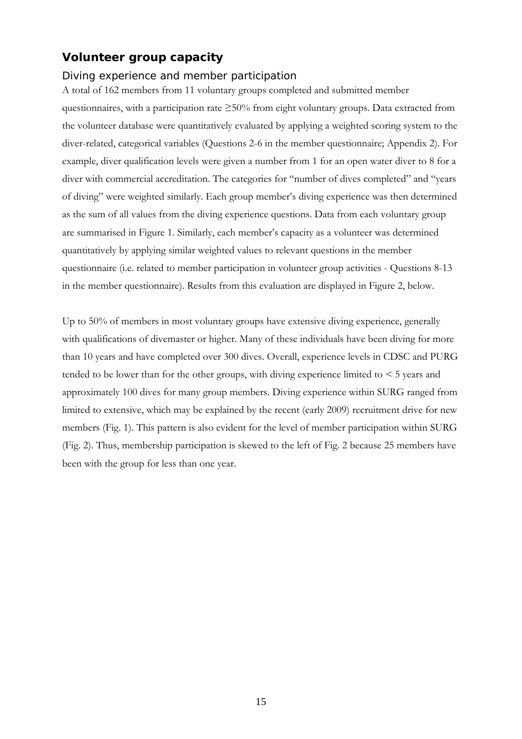## Volunteer group capacity

### Diving experience and member participation

A total of 162 members from 11 voluntary groups completed and submitted member questionnaires, with a participation rate ≥50% from eight voluntary groups. Data extracted from the volunteer database were quantitatively evaluated by applying a weighted scoring system to the diver-related, categorical variables (Questions 2-6 in the member questionnaire; Appendix 2). For example, diver qualification levels were given a number from 1 for an open water diver to 8 for a diver with commercial accreditation. The categories for "number of dives completed" and "years of diving" were weighted similarly. Each group member's diving experience was then determined as the sum of all values from the diving experience questions. Data from each voluntary group are summarised in Figure 1. Similarly, each member's capacity as a volunteer was determined quantitatively by applying similar weighted values to relevant questions in the member questionnaire (i.e. related to member participation in volunteer group activities - Questions 8-13 in the member questionnaire). Results from this evaluation are displayed in Figure 2, below.

Up to 50% of members in most voluntary groups have extensive diving experience, generally with qualifications of divemaster or higher. Many of these individuals have been diving for more than 10 years and have completed over 300 dives. Overall, experience levels in CDSC and PURG tended to be lower than for the other groups, with diving experience limited to < 5 years and approximately 100 dives for many group members. Diving experience within SURG ranged from limited to extensive, which may be explained by the recent (early 2009) recruitment drive for new members (Fig. 1). This pattern is also evident for the level of member participation within SURG (Fig. 2). Thus, membership participation is skewed to the left of Fig. 2 because 25 members have been with the group for less than one year.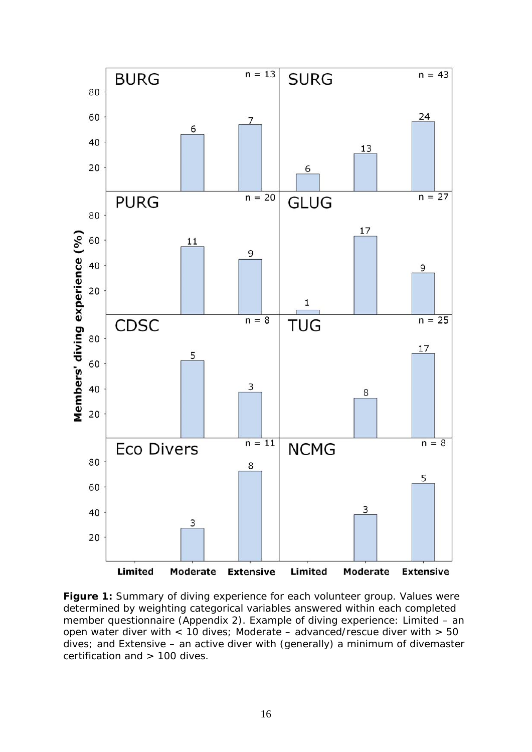**Figure 1:** Summary of diving experience for each volunteer group. Values were determined by weighting categorical variables answered within each completed member questionnaire (Appendix 2). Example of diving experience: Limited – an open water diver with < 10 dives; Moderate – advanced/rescue diver with > 50 dives; and Extensive – an active diver with (generally) a minimum of divemaster certification and > 100 dives.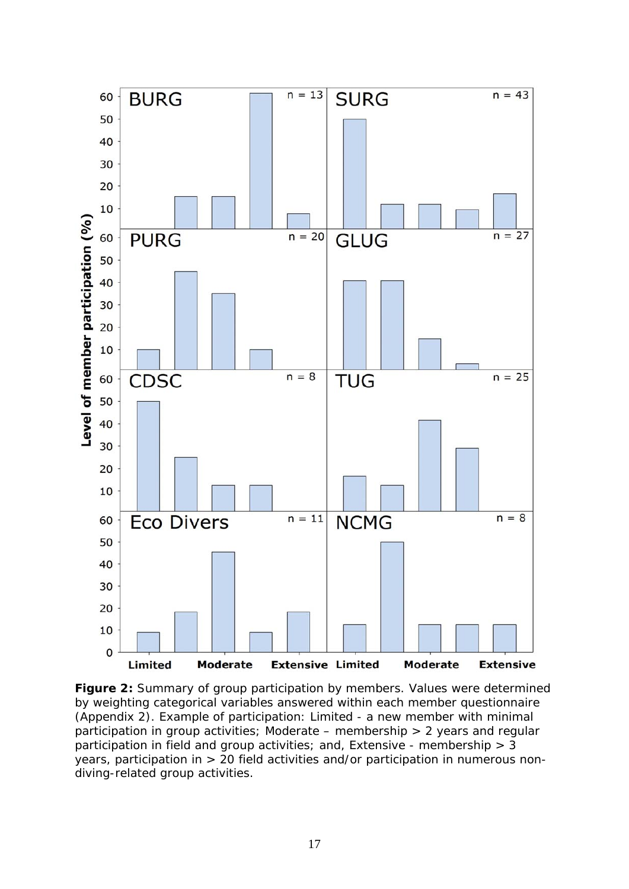**Figure 2:** Summary of group participation by members. Values were determined by weighting categorical variables answered within each member questionnaire (Appendix 2). Example of participation: Limited - a new member with minimal participation in group activities; Moderate – membership > 2 years and regular participation in field and group activities; and, Extensive - membership > 3 years, participation in > 20 field activities and/or participation in numerous non-diving-related group activities.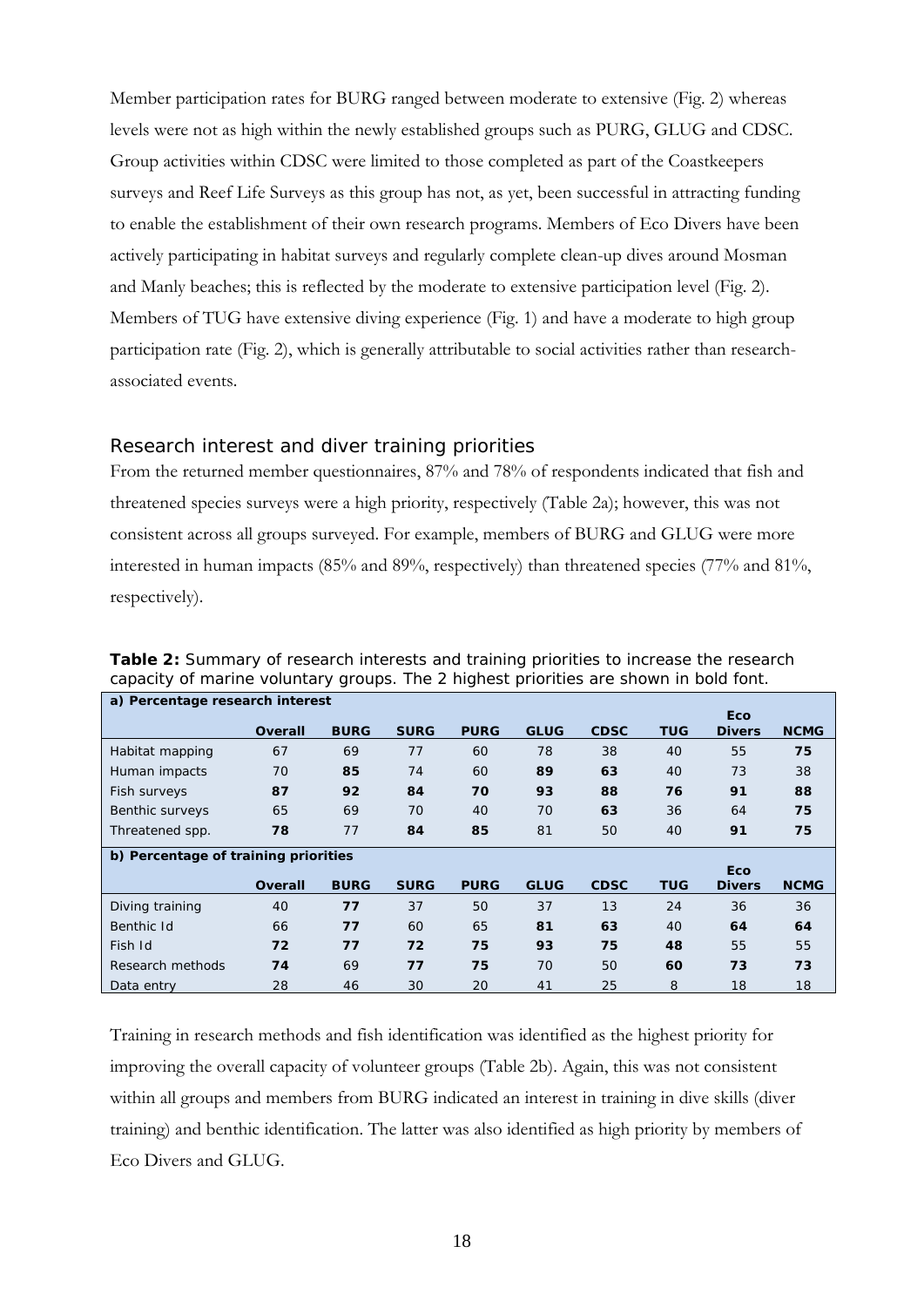Member participation rates for BURG ranged between moderate to extensive (Fig. 2) whereas levels were not as high within the newly established groups such as PURG, GLUG and CDSC. Group activities within CDSC were limited to those completed as part of the Coastkeepers surveys and Reef Life Surveys as this group has not, as yet, been successful in attracting funding to enable the establishment of their own research programs. Members of Eco Divers have been actively participating in habitat surveys and regularly complete clean-up dives around Mosman and Manly beaches; this is reflected by the moderate to extensive participation level (Fig. 2). Members of TUG have extensive diving experience (Fig. 1) and have a moderate to high group participation rate (Fig. 2), which is generally attributable to social activities rather than research-associated events.

## Research interest and diver training priorities

From the returned member questionnaires, 87% and 78% of respondents indicated that fish and threatened species surveys were a high priority, respectively (Table 2a); however, this was not consistent across all groups surveyed. For example, members of BURG and GLUG were more interested in human impacts (85% and 89%, respectively) than threatened species (77% and 81%, respectively).

**Table 2:** Summary of research interests and training priorities to increase the research capacity of marine voluntary groups. The 2 highest priorities are shown in bold font.

| **a) Percentage research interest** | | | | | | | | | |
|---|---|---|---|---|---|---|---|---|---|
| | **Overall** | **BURG** | **SURG** | **PURG** | **GLUG** | **CDSC** | **TUG** | **Eco Divers** | **NCMG** |
| Habitat mapping | 67 | 69 | 77 | 60 | 78 | 38 | 40 | 55 | **75** |
| Human impacts | 70 | **85** | 74 | 60 | **89** | **63** | 40 | 73 | 38 |
| Fish surveys | **87** | **92** | **84** | **70** | **93** | **88** | **76** | **91** | **88** |
| Benthic surveys | 65 | 69 | 70 | 40 | 70 | **63** | 36 | 64 | **75** |
| Threatened spp. | **78** | 77 | **84** | **85** | 81 | 50 | 40 | **91** | **75** |
| **b) Percentage of training priorities** | | | | | | | | | |
| | **Overall** | **BURG** | **SURG** | **PURG** | **GLUG** | **CDSC** | **TUG** | **Eco Divers** | **NCMG** |
| Diving training | 40 | **77** | 37 | 50 | 37 | 13 | 24 | 36 | 36 |
| Benthic Id | 66 | **77** | 60 | 65 | **81** | 63 | 40 | **64** | **64** |
| Fish Id | **72** | **77** | **72** | **75** | **93** | **75** | **48** | 55 | 55 |
| Research methods | **74** | 69 | **77** | **75** | 70 | 50 | **60** | **73** | **73** |
| Data entry | 28 | 46 | 30 | 20 | 41 | 25 | 8 | 18 | 18 |

Training in research methods and fish identification was identified as the highest priority for improving the overall capacity of volunteer groups (Table 2b). Again, this was not consistent within all groups and members from BURG indicated an interest in training in dive skills (diver training) and benthic identification. The latter was also identified as high priority by members of Eco Divers and GLUG.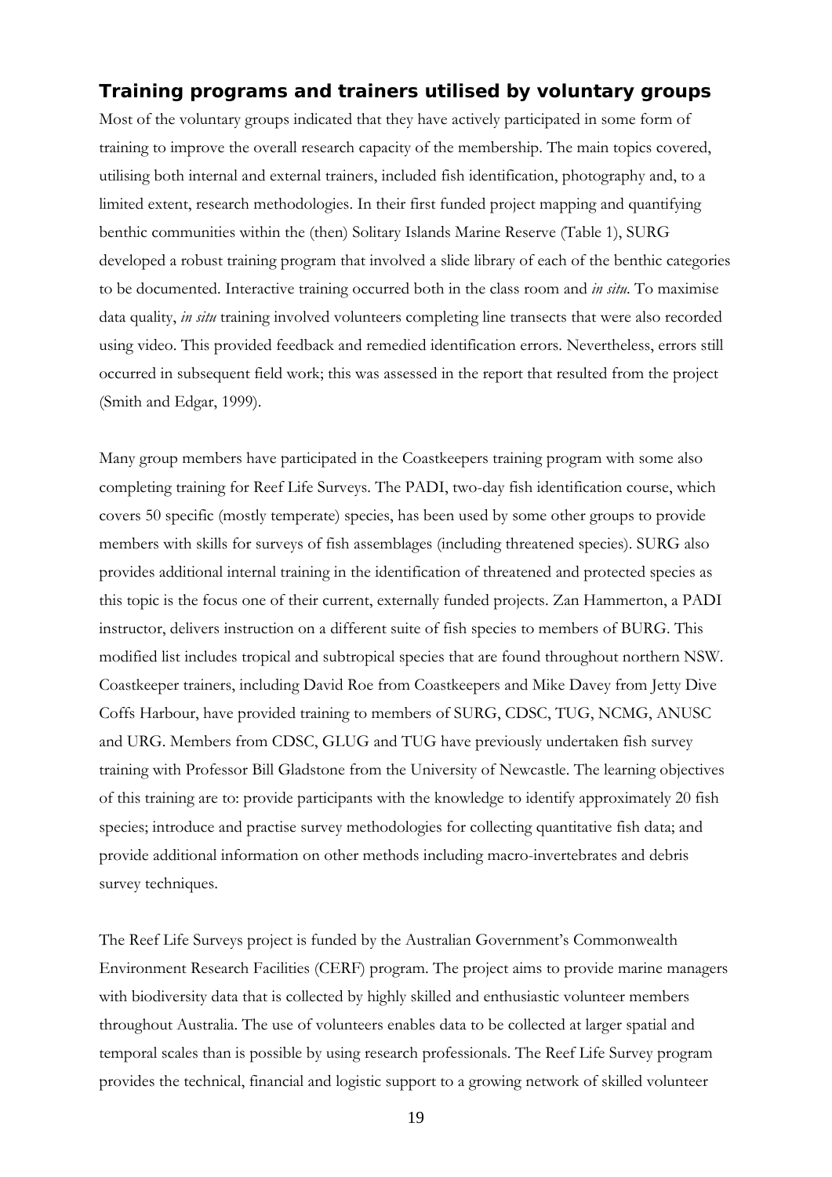## Training programs and trainers utilised by voluntary groups

Most of the voluntary groups indicated that they have actively participated in some form of training to improve the overall research capacity of the membership. The main topics covered, utilising both internal and external trainers, included fish identification, photography and, to a limited extent, research methodologies. In their first funded project mapping and quantifying benthic communities within the (then) Solitary Islands Marine Reserve (Table 1), SURG developed a robust training program that involved a slide library of each of the benthic categories to be documented. Interactive training occurred both in the class room and *in situ*. To maximise data quality, *in situ* training involved volunteers completing line transects that were also recorded using video. This provided feedback and remedied identification errors. Nevertheless, errors still occurred in subsequent field work; this was assessed in the report that resulted from the project (Smith and Edgar, 1999).

Many group members have participated in the Coastkeepers training program with some also completing training for Reef Life Surveys. The PADI, two-day fish identification course, which covers 50 specific (mostly temperate) species, has been used by some other groups to provide members with skills for surveys of fish assemblages (including threatened species). SURG also provides additional internal training in the identification of threatened and protected species as this topic is the focus one of their current, externally funded projects. Zan Hammerton, a PADI instructor, delivers instruction on a different suite of fish species to members of BURG. This modified list includes tropical and subtropical species that are found throughout northern NSW. Coastkeeper trainers, including David Roe from Coastkeepers and Mike Davey from Jetty Dive Coffs Harbour, have provided training to members of SURG, CDSC, TUG, NCMG, ANUSC and URG. Members from CDSC, GLUG and TUG have previously undertaken fish survey training with Professor Bill Gladstone from the University of Newcastle. The learning objectives of this training are to: provide participants with the knowledge to identify approximately 20 fish species; introduce and practise survey methodologies for collecting quantitative fish data; and provide additional information on other methods including macro-invertebrates and debris survey techniques.

The Reef Life Surveys project is funded by the Australian Government's Commonwealth Environment Research Facilities (CERF) program. The project aims to provide marine managers with biodiversity data that is collected by highly skilled and enthusiastic volunteer members throughout Australia. The use of volunteers enables data to be collected at larger spatial and temporal scales than is possible by using research professionals. The Reef Life Survey program provides the technical, financial and logistic support to a growing network of skilled volunteer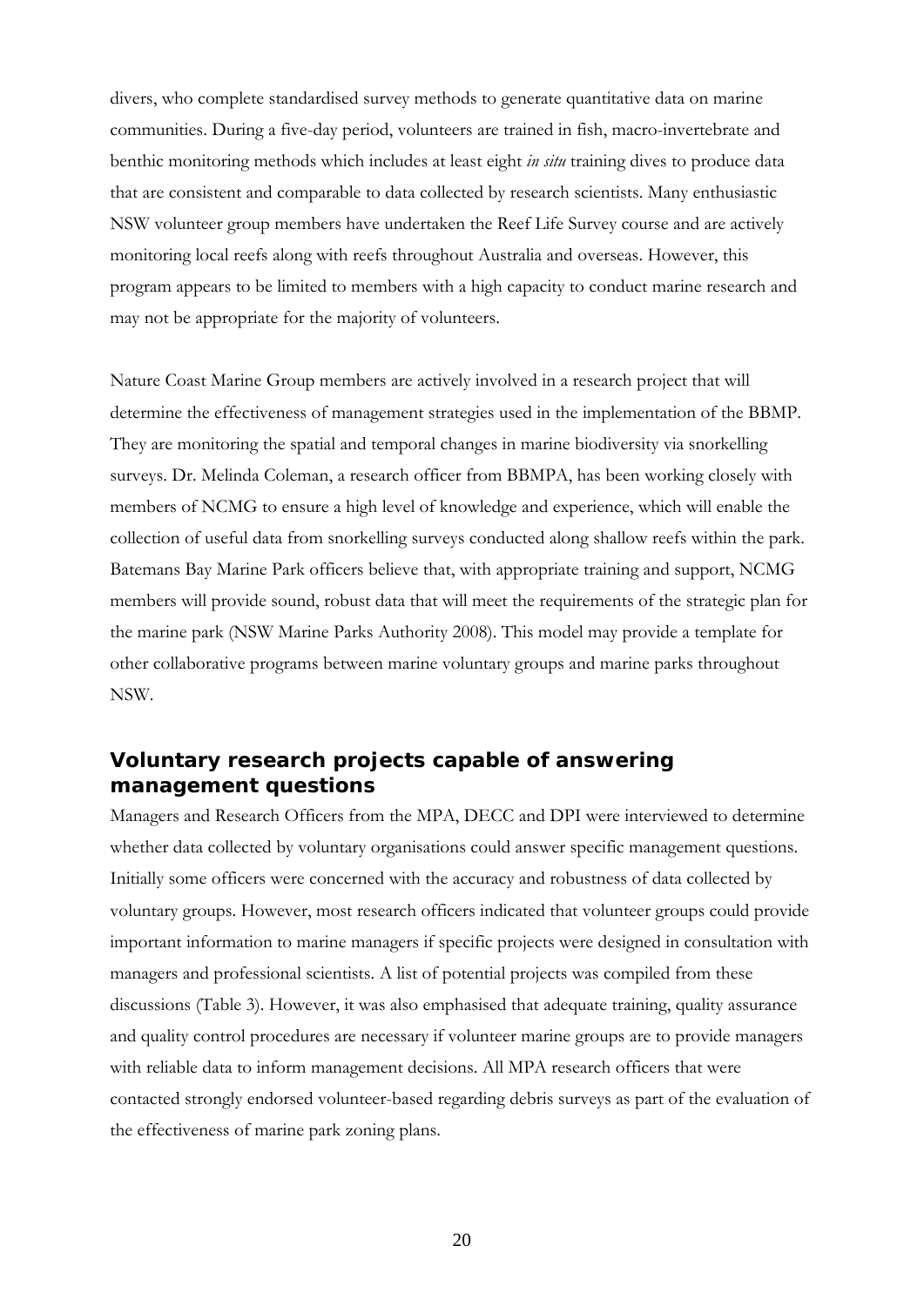divers, who complete standardised survey methods to generate quantitative data on marine communities. During a five-day period, volunteers are trained in fish, macro-invertebrate and benthic monitoring methods which includes at least eight *in situ* training dives to produce data that are consistent and comparable to data collected by research scientists. Many enthusiastic NSW volunteer group members have undertaken the Reef Life Survey course and are actively monitoring local reefs along with reefs throughout Australia and overseas. However, this program appears to be limited to members with a high capacity to conduct marine research and may not be appropriate for the majority of volunteers.

Nature Coast Marine Group members are actively involved in a research project that will determine the effectiveness of management strategies used in the implementation of the BBMP. They are monitoring the spatial and temporal changes in marine biodiversity via snorkelling surveys. Dr. Melinda Coleman, a research officer from BBMPA, has been working closely with members of NCMG to ensure a high level of knowledge and experience, which will enable the collection of useful data from snorkelling surveys conducted along shallow reefs within the park. Batemans Bay Marine Park officers believe that, with appropriate training and support, NCMG members will provide sound, robust data that will meet the requirements of the strategic plan for the marine park (NSW Marine Parks Authority 2008). This model may provide a template for other collaborative programs between marine voluntary groups and marine parks throughout NSW.

## Voluntary research projects capable of answering management questions

Managers and Research Officers from the MPA, DECC and DPI were interviewed to determine whether data collected by voluntary organisations could answer specific management questions. Initially some officers were concerned with the accuracy and robustness of data collected by voluntary groups. However, most research officers indicated that volunteer groups could provide important information to marine managers if specific projects were designed in consultation with managers and professional scientists. A list of potential projects was compiled from these discussions (Table 3). However, it was also emphasised that adequate training, quality assurance and quality control procedures are necessary if volunteer marine groups are to provide managers with reliable data to inform management decisions. All MPA research officers that were contacted strongly endorsed volunteer-based regarding debris surveys as part of the evaluation of the effectiveness of marine park zoning plans.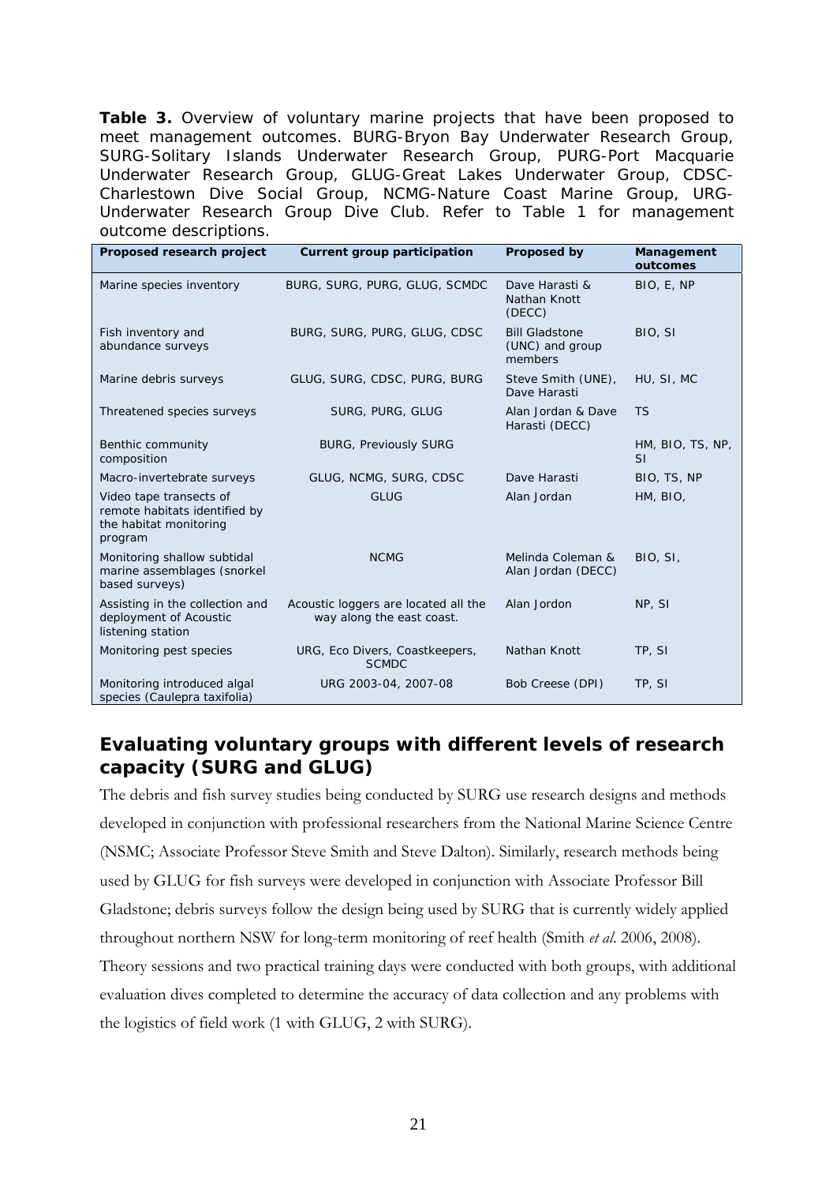**Table 3.** Overview of voluntary marine projects that have been proposed to meet management outcomes. BURG-Bryon Bay Underwater Research Group, SURG-Solitary Islands Underwater Research Group, PURG-Port Macquarie Underwater Research Group, GLUG-Great Lakes Underwater Group, CDSC-Charlestown Dive Social Group, NCMG-Nature Coast Marine Group, URG-Underwater Research Group Dive Club. Refer to Table 1 for management outcome descriptions.

| Proposed research project | Current group participation | Proposed by | Management outcomes |
|---|---|---|---|
| Marine species inventory | BURG, SURG, PURG, GLUG, SCMDC | Dave Harasti & Nathan Knott (DECC) | BIO, E, NP |
| Fish inventory and abundance surveys | BURG, SURG, PURG, GLUG, CDSC | Bill Gladstone (UNC) and group members | BIO, SI |
| Marine debris surveys | GLUG, SURG, CDSC, PURG, BURG | Steve Smith (UNE), Dave Harasti | HU, SI, MC |
| Threatened species surveys | SURG, PURG, GLUG | Alan Jordan & Dave Harasti (DECC) | TS |
| Benthic community composition | BURG, Previously SURG | | HM, BIO, TS, NP, SI |
| Macro-invertebrate surveys | GLUG, NCMG, SURG, CDSC | Dave Harasti | BIO, TS, NP |
| Video tape transects of remote habitats identified by the habitat monitoring program | GLUG | Alan Jordan | HM, BIO, |
| Monitoring shallow subtidal marine assemblages (snorkel based surveys) | NCMG | Melinda Coleman & Alan Jordan (DECC) | BIO, SI, |
| Assisting in the collection and deployment of Acoustic listening station | Acoustic loggers are located all the way along the east coast. | Alan Jordon | NP, SI |
| Monitoring pest species | URG, Eco Divers, Coastkeepers, SCMDC | Nathan Knott | TP, SI |
| Monitoring introduced algal species (Caulepra taxifolia) | URG 2003-04, 2007-08 | Bob Creese (DPI) | TP, SI |

## Evaluating voluntary groups with different levels of research capacity (SURG and GLUG)

The debris and fish survey studies being conducted by SURG use research designs and methods developed in conjunction with professional researchers from the National Marine Science Centre (NSMC; Associate Professor Steve Smith and Steve Dalton). Similarly, research methods being used by GLUG for fish surveys were developed in conjunction with Associate Professor Bill Gladstone; debris surveys follow the design being used by SURG that is currently widely applied throughout northern NSW for long-term monitoring of reef health (Smith *et al*. 2006, 2008). Theory sessions and two practical training days were conducted with both groups, with additional evaluation dives completed to determine the accuracy of data collection and any problems with the logistics of field work (1 with GLUG, 2 with SURG).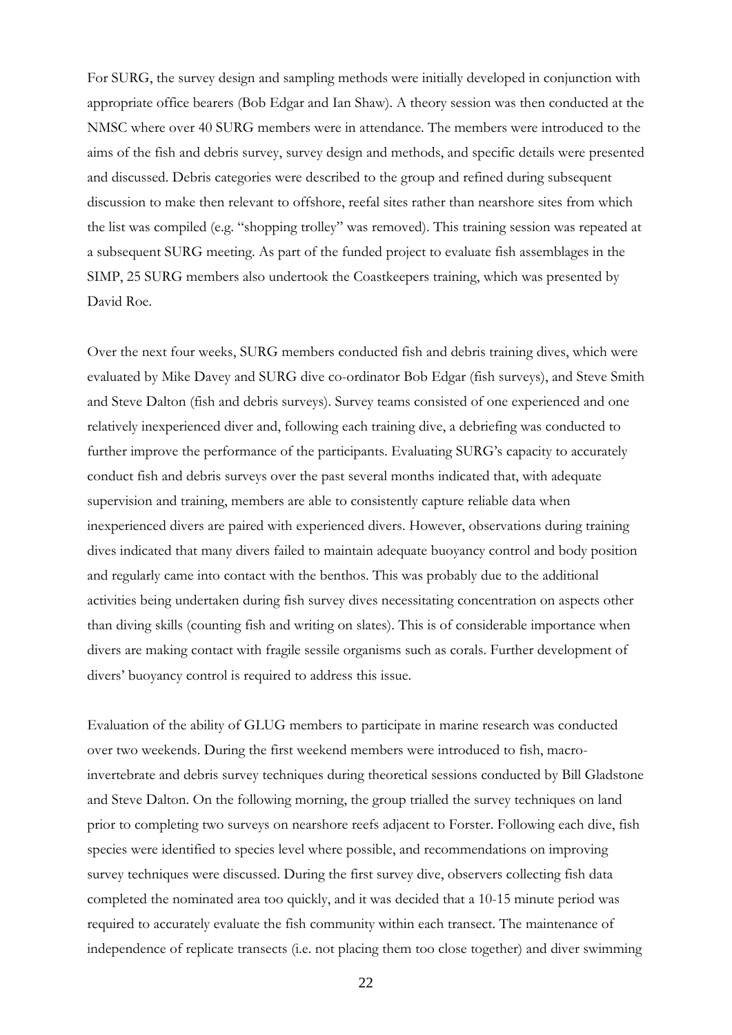For SURG, the survey design and sampling methods were initially developed in conjunction with appropriate office bearers (Bob Edgar and Ian Shaw). A theory session was then conducted at the NMSC where over 40 SURG members were in attendance. The members were introduced to the aims of the fish and debris survey, survey design and methods, and specific details were presented and discussed. Debris categories were described to the group and refined during subsequent discussion to make then relevant to offshore, reefal sites rather than nearshore sites from which the list was compiled (e.g. "shopping trolley" was removed). This training session was repeated at a subsequent SURG meeting. As part of the funded project to evaluate fish assemblages in the SIMP, 25 SURG members also undertook the Coastkeepers training, which was presented by David Roe.

Over the next four weeks, SURG members conducted fish and debris training dives, which were evaluated by Mike Davey and SURG dive co-ordinator Bob Edgar (fish surveys), and Steve Smith and Steve Dalton (fish and debris surveys). Survey teams consisted of one experienced and one relatively inexperienced diver and, following each training dive, a debriefing was conducted to further improve the performance of the participants. Evaluating SURG's capacity to accurately conduct fish and debris surveys over the past several months indicated that, with adequate supervision and training, members are able to consistently capture reliable data when inexperienced divers are paired with experienced divers. However, observations during training dives indicated that many divers failed to maintain adequate buoyancy control and body position and regularly came into contact with the benthos. This was probably due to the additional activities being undertaken during fish survey dives necessitating concentration on aspects other than diving skills (counting fish and writing on slates). This is of considerable importance when divers are making contact with fragile sessile organisms such as corals. Further development of divers' buoyancy control is required to address this issue.

Evaluation of the ability of GLUG members to participate in marine research was conducted over two weekends. During the first weekend members were introduced to fish, macro-invertebrate and debris survey techniques during theoretical sessions conducted by Bill Gladstone and Steve Dalton. On the following morning, the group trialled the survey techniques on land prior to completing two surveys on nearshore reefs adjacent to Forster. Following each dive, fish species were identified to species level where possible, and recommendations on improving survey techniques were discussed. During the first survey dive, observers collecting fish data completed the nominated area too quickly, and it was decided that a 10-15 minute period was required to accurately evaluate the fish community within each transect. The maintenance of independence of replicate transects (i.e. not placing them too close together) and diver swimming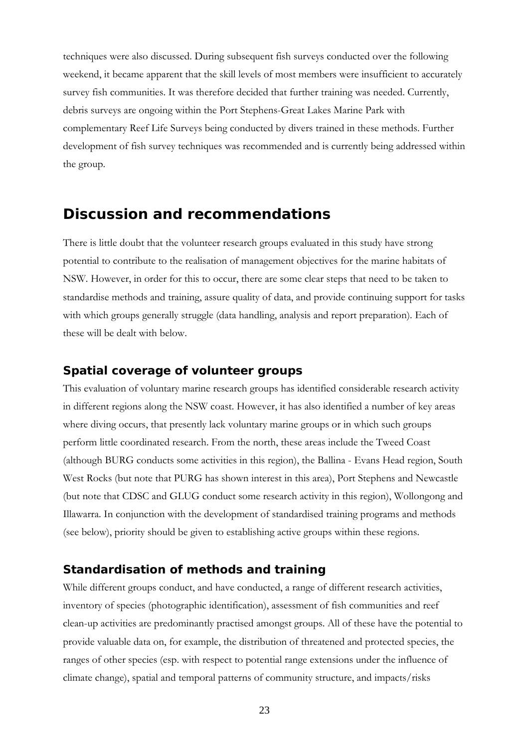techniques were also discussed. During subsequent fish surveys conducted over the following weekend, it became apparent that the skill levels of most members were insufficient to accurately survey fish communities. It was therefore decided that further training was needed. Currently, debris surveys are ongoing within the Port Stephens-Great Lakes Marine Park with complementary Reef Life Surveys being conducted by divers trained in these methods. Further development of fish survey techniques was recommended and is currently being addressed within the group.

# Discussion and recommendations

There is little doubt that the volunteer research groups evaluated in this study have strong potential to contribute to the realisation of management objectives for the marine habitats of NSW. However, in order for this to occur, there are some clear steps that need to be taken to standardise methods and training, assure quality of data, and provide continuing support for tasks with which groups generally struggle (data handling, analysis and report preparation). Each of these will be dealt with below.

## Spatial coverage of volunteer groups

This evaluation of voluntary marine research groups has identified considerable research activity in different regions along the NSW coast. However, it has also identified a number of key areas where diving occurs, that presently lack voluntary marine groups or in which such groups perform little coordinated research. From the north, these areas include the Tweed Coast (although BURG conducts some activities in this region), the Ballina - Evans Head region, South West Rocks (but note that PURG has shown interest in this area), Port Stephens and Newcastle (but note that CDSC and GLUG conduct some research activity in this region), Wollongong and Illawarra. In conjunction with the development of standardised training programs and methods (see below), priority should be given to establishing active groups within these regions.

## Standardisation of methods and training

While different groups conduct, and have conducted, a range of different research activities, inventory of species (photographic identification), assessment of fish communities and reef clean-up activities are predominantly practised amongst groups. All of these have the potential to provide valuable data on, for example, the distribution of threatened and protected species, the ranges of other species (esp. with respect to potential range extensions under the influence of climate change), spatial and temporal patterns of community structure, and impacts/risks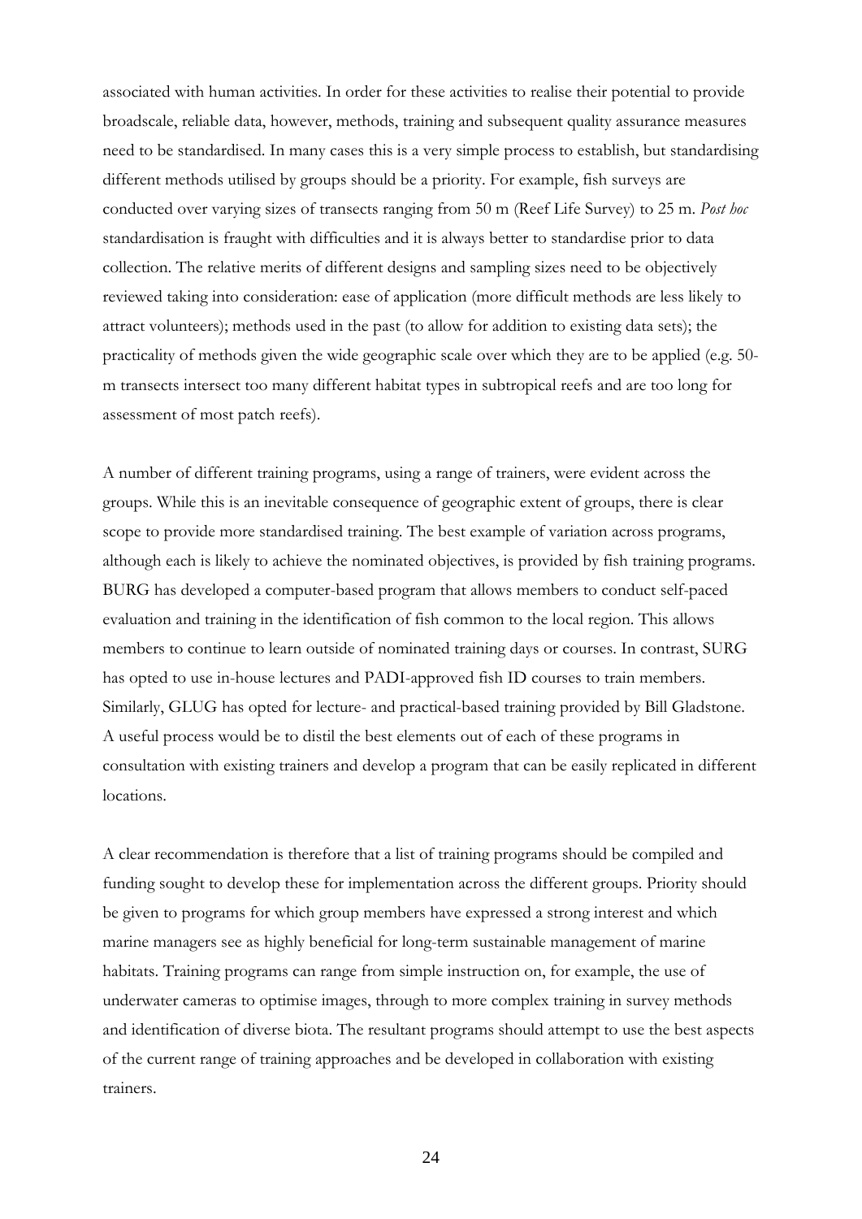associated with human activities. In order for these activities to realise their potential to provide broadscale, reliable data, however, methods, training and subsequent quality assurance measures need to be standardised. In many cases this is a very simple process to establish, but standardising different methods utilised by groups should be a priority. For example, fish surveys are conducted over varying sizes of transects ranging from 50 m (Reef Life Survey) to 25 m. *Post hoc* standardisation is fraught with difficulties and it is always better to standardise prior to data collection. The relative merits of different designs and sampling sizes need to be objectively reviewed taking into consideration: ease of application (more difficult methods are less likely to attract volunteers); methods used in the past (to allow for addition to existing data sets); the practicality of methods given the wide geographic scale over which they are to be applied (e.g. 50-m transects intersect too many different habitat types in subtropical reefs and are too long for assessment of most patch reefs).

A number of different training programs, using a range of trainers, were evident across the groups. While this is an inevitable consequence of geographic extent of groups, there is clear scope to provide more standardised training. The best example of variation across programs, although each is likely to achieve the nominated objectives, is provided by fish training programs. BURG has developed a computer-based program that allows members to conduct self-paced evaluation and training in the identification of fish common to the local region. This allows members to continue to learn outside of nominated training days or courses. In contrast, SURG has opted to use in-house lectures and PADI-approved fish ID courses to train members. Similarly, GLUG has opted for lecture- and practical-based training provided by Bill Gladstone. A useful process would be to distil the best elements out of each of these programs in consultation with existing trainers and develop a program that can be easily replicated in different locations.

A clear recommendation is therefore that a list of training programs should be compiled and funding sought to develop these for implementation across the different groups. Priority should be given to programs for which group members have expressed a strong interest and which marine managers see as highly beneficial for long-term sustainable management of marine habitats. Training programs can range from simple instruction on, for example, the use of underwater cameras to optimise images, through to more complex training in survey methods and identification of diverse biota. The resultant programs should attempt to use the best aspects of the current range of training approaches and be developed in collaboration with existing trainers.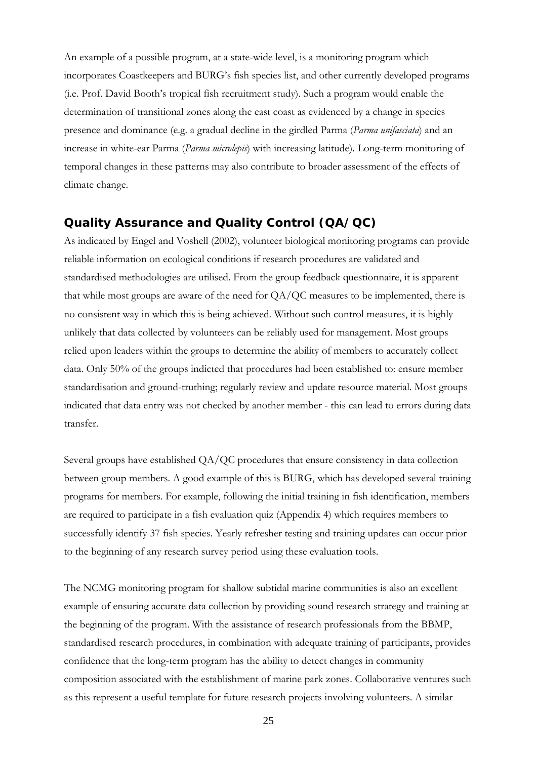An example of a possible program, at a state-wide level, is a monitoring program which incorporates Coastkeepers and BURG's fish species list, and other currently developed programs (i.e. Prof. David Booth's tropical fish recruitment study). Such a program would enable the determination of transitional zones along the east coast as evidenced by a change in species presence and dominance (e.g. a gradual decline in the girdled Parma (*Parma unifasciata*) and an increase in white-ear Parma (*Parma microlepis*) with increasing latitude). Long-term monitoring of temporal changes in these patterns may also contribute to broader assessment of the effects of climate change.

## Quality Assurance and Quality Control (QA/QC)

As indicated by Engel and Voshell (2002), volunteer biological monitoring programs can provide reliable information on ecological conditions if research procedures are validated and standardised methodologies are utilised. From the group feedback questionnaire, it is apparent that while most groups are aware of the need for QA/QC measures to be implemented, there is no consistent way in which this is being achieved. Without such control measures, it is highly unlikely that data collected by volunteers can be reliably used for management. Most groups relied upon leaders within the groups to determine the ability of members to accurately collect data. Only 50% of the groups indicted that procedures had been established to: ensure member standardisation and ground-truthing; regularly review and update resource material. Most groups indicated that data entry was not checked by another member - this can lead to errors during data transfer.

Several groups have established QA/QC procedures that ensure consistency in data collection between group members. A good example of this is BURG, which has developed several training programs for members. For example, following the initial training in fish identification, members are required to participate in a fish evaluation quiz (Appendix 4) which requires members to successfully identify 37 fish species. Yearly refresher testing and training updates can occur prior to the beginning of any research survey period using these evaluation tools.

The NCMG monitoring program for shallow subtidal marine communities is also an excellent example of ensuring accurate data collection by providing sound research strategy and training at the beginning of the program. With the assistance of research professionals from the BBMP, standardised research procedures, in combination with adequate training of participants, provides confidence that the long-term program has the ability to detect changes in community composition associated with the establishment of marine park zones. Collaborative ventures such as this represent a useful template for future research projects involving volunteers. A similar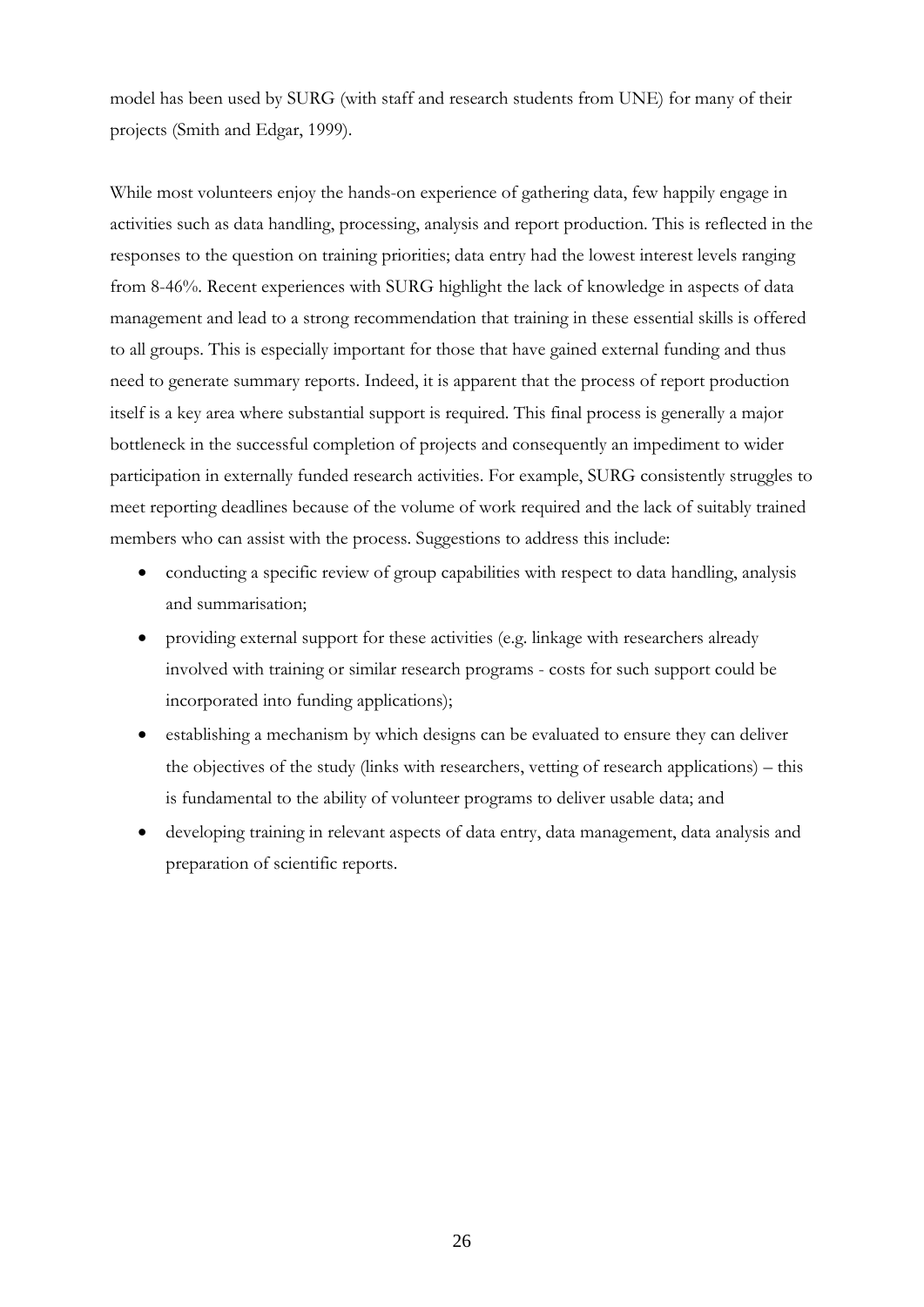model has been used by SURG (with staff and research students from UNE) for many of their projects (Smith and Edgar, 1999).

While most volunteers enjoy the hands-on experience of gathering data, few happily engage in activities such as data handling, processing, analysis and report production. This is reflected in the responses to the question on training priorities; data entry had the lowest interest levels ranging from 8-46%. Recent experiences with SURG highlight the lack of knowledge in aspects of data management and lead to a strong recommendation that training in these essential skills is offered to all groups. This is especially important for those that have gained external funding and thus need to generate summary reports. Indeed, it is apparent that the process of report production itself is a key area where substantial support is required. This final process is generally a major bottleneck in the successful completion of projects and consequently an impediment to wider participation in externally funded research activities. For example, SURG consistently struggles to meet reporting deadlines because of the volume of work required and the lack of suitably trained members who can assist with the process. Suggestions to address this include:

- conducting a specific review of group capabilities with respect to data handling, analysis and summarisation;
- providing external support for these activities (e.g. linkage with researchers already involved with training or similar research programs - costs for such support could be incorporated into funding applications);
- establishing a mechanism by which designs can be evaluated to ensure they can deliver the objectives of the study (links with researchers, vetting of research applications) – this is fundamental to the ability of volunteer programs to deliver usable data; and
- developing training in relevant aspects of data entry, data management, data analysis and preparation of scientific reports.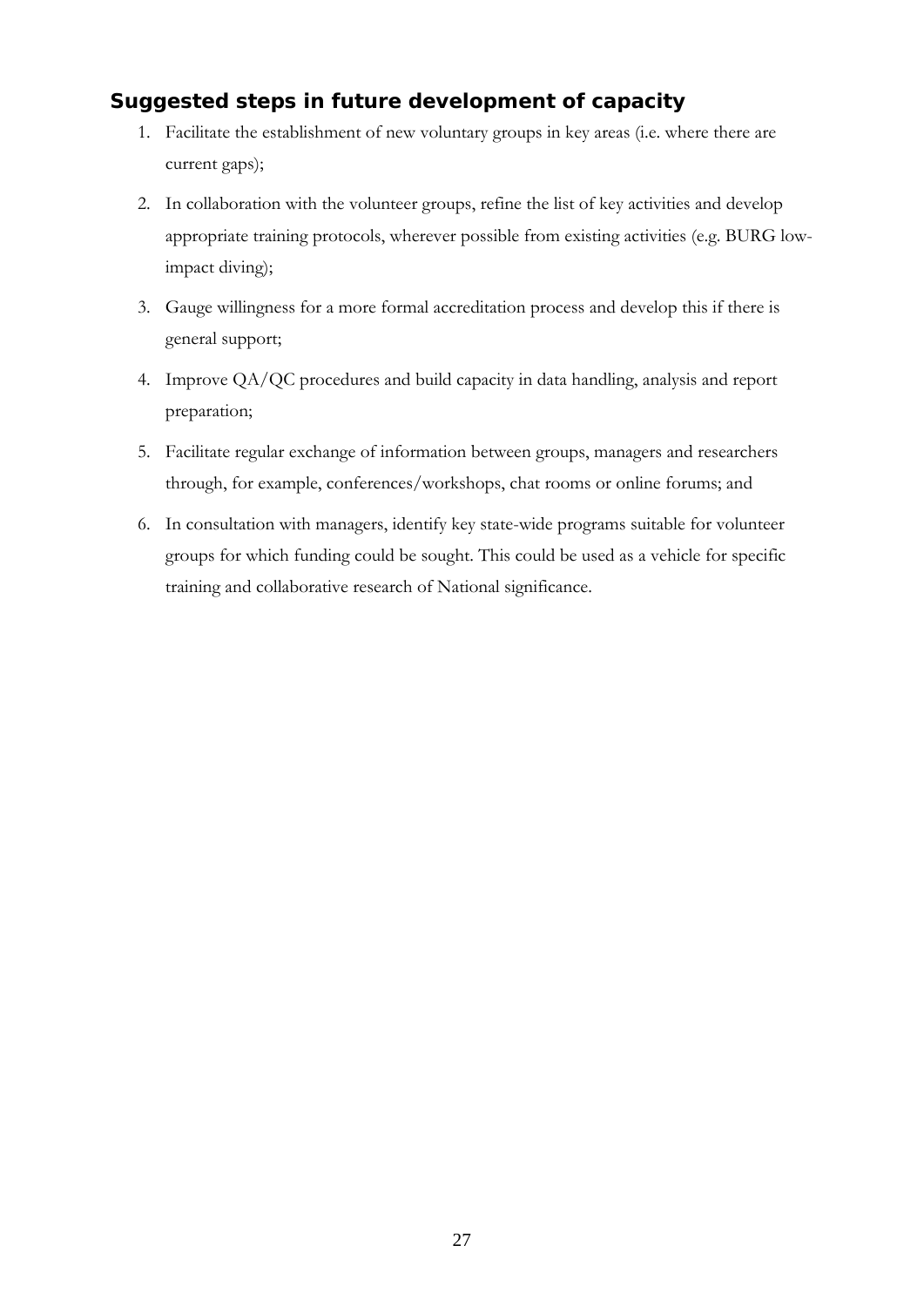## Suggested steps in future development of capacity

1. Facilitate the establishment of new voluntary groups in key areas (i.e. where there are current gaps);
2. In collaboration with the volunteer groups, refine the list of key activities and develop appropriate training protocols, wherever possible from existing activities (e.g. BURG low-impact diving);
3. Gauge willingness for a more formal accreditation process and develop this if there is general support;
4. Improve QA/QC procedures and build capacity in data handling, analysis and report preparation;
5. Facilitate regular exchange of information between groups, managers and researchers through, for example, conferences/workshops, chat rooms or online forums; and
6. In consultation with managers, identify key state-wide programs suitable for volunteer groups for which funding could be sought. This could be used as a vehicle for specific training and collaborative research of National significance.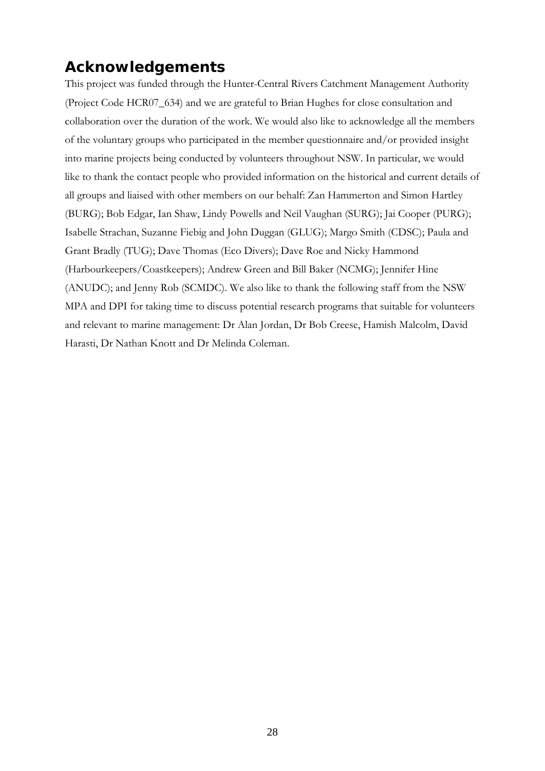# Acknowledgements

This project was funded through the Hunter-Central Rivers Catchment Management Authority (Project Code HCR07_634) and we are grateful to Brian Hughes for close consultation and collaboration over the duration of the work. We would also like to acknowledge all the members of the voluntary groups who participated in the member questionnaire and/or provided insight into marine projects being conducted by volunteers throughout NSW. In particular, we would like to thank the contact people who provided information on the historical and current details of all groups and liaised with other members on our behalf: Zan Hammerton and Simon Hartley (BURG); Bob Edgar, Ian Shaw, Lindy Powells and Neil Vaughan (SURG); Jai Cooper (PURG); Isabelle Strachan, Suzanne Fiebig and John Duggan (GLUG); Margo Smith (CDSC); Paula and Grant Bradly (TUG); Dave Thomas (Eco Divers); Dave Roe and Nicky Hammond (Harbourkeepers/Coastkeepers); Andrew Green and Bill Baker (NCMG); Jennifer Hine (ANUDC); and Jenny Rob (SCMDC). We also like to thank the following staff from the NSW MPA and DPI for taking time to discuss potential research programs that suitable for volunteers and relevant to marine management: Dr Alan Jordan, Dr Bob Creese, Hamish Malcolm, David Harasti, Dr Nathan Knott and Dr Melinda Coleman.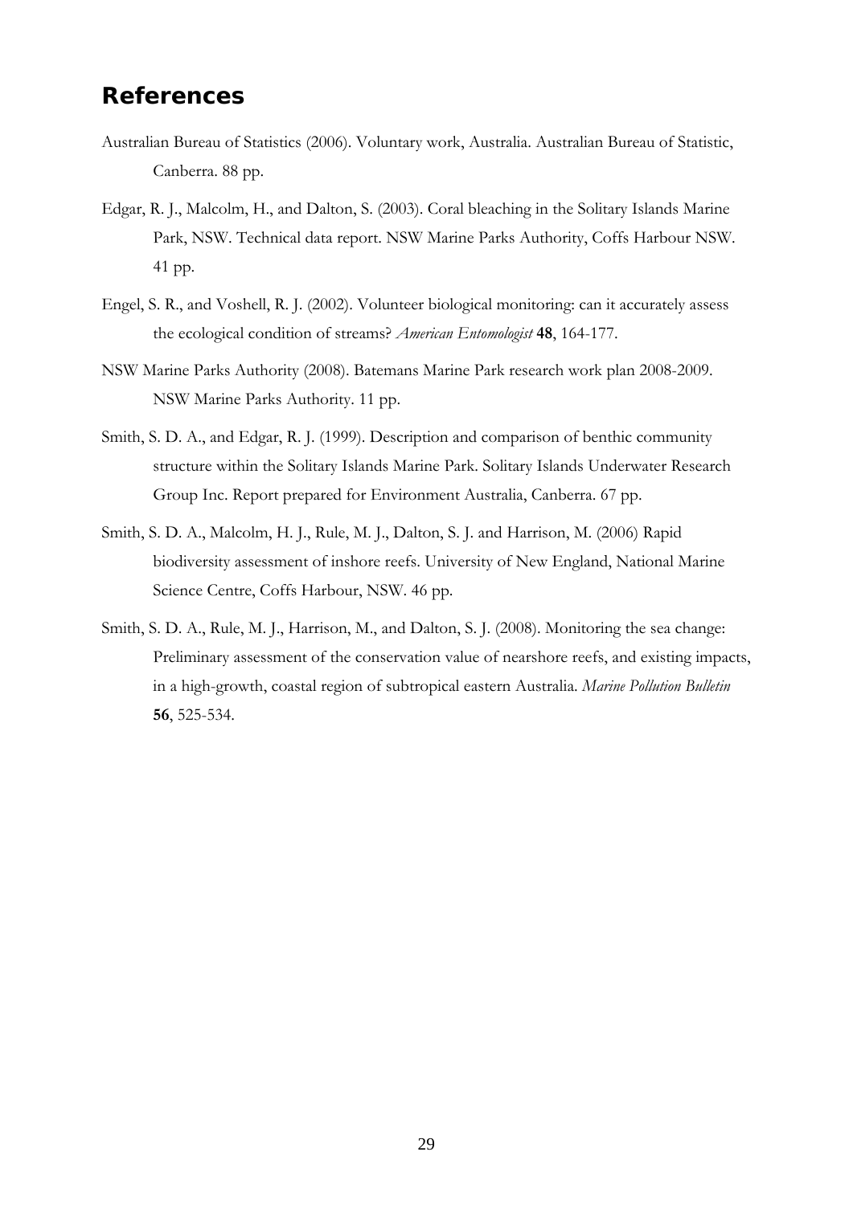# References

Australian Bureau of Statistics (2006). Voluntary work, Australia. Australian Bureau of Statistic, Canberra. 88 pp.

Edgar, R. J., Malcolm, H., and Dalton, S. (2003). Coral bleaching in the Solitary Islands Marine Park, NSW. Technical data report. NSW Marine Parks Authority, Coffs Harbour NSW. 41 pp.

Engel, S. R., and Voshell, R. J. (2002). Volunteer biological monitoring: can it accurately assess the ecological condition of streams? *American Entomologist* **48**, 164-177.

NSW Marine Parks Authority (2008). Batemans Marine Park research work plan 2008-2009. NSW Marine Parks Authority. 11 pp.

Smith, S. D. A., and Edgar, R. J. (1999). Description and comparison of benthic community structure within the Solitary Islands Marine Park. Solitary Islands Underwater Research Group Inc. Report prepared for Environment Australia, Canberra. 67 pp.

Smith, S. D. A., Malcolm, H. J., Rule, M. J., Dalton, S. J. and Harrison, M. (2006) Rapid biodiversity assessment of inshore reefs. University of New England, National Marine Science Centre, Coffs Harbour, NSW. 46 pp.

Smith, S. D. A., Rule, M. J., Harrison, M., and Dalton, S. J. (2008). Monitoring the sea change: Preliminary assessment of the conservation value of nearshore reefs, and existing impacts, in a high-growth, coastal region of subtropical eastern Australia. *Marine Pollution Bulletin* **56**, 525-534.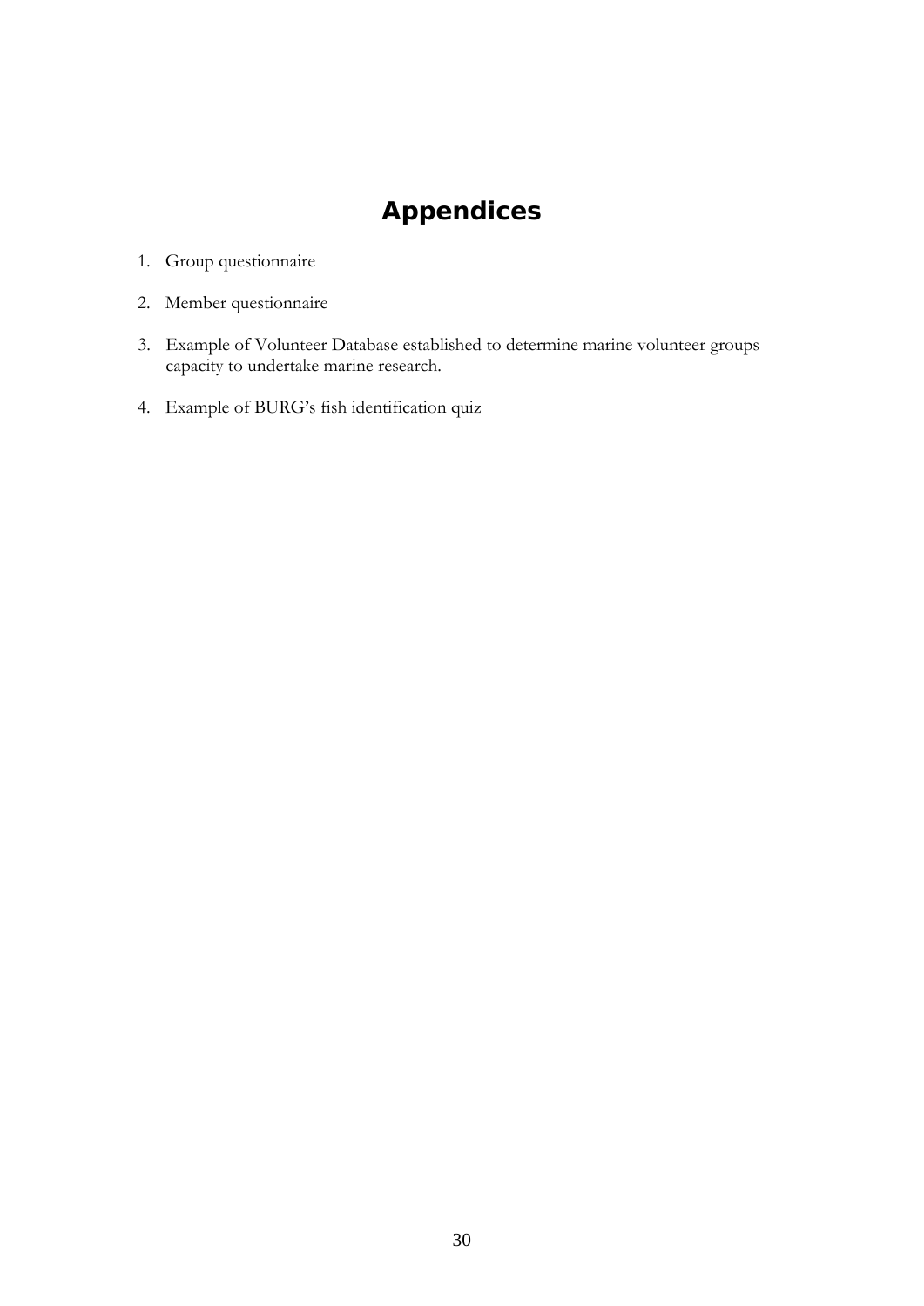# Appendices

1. Group questionnaire

2. Member questionnaire

3. Example of Volunteer Database established to determine marine volunteer groups capacity to undertake marine research.

4. Example of BURG's fish identification quiz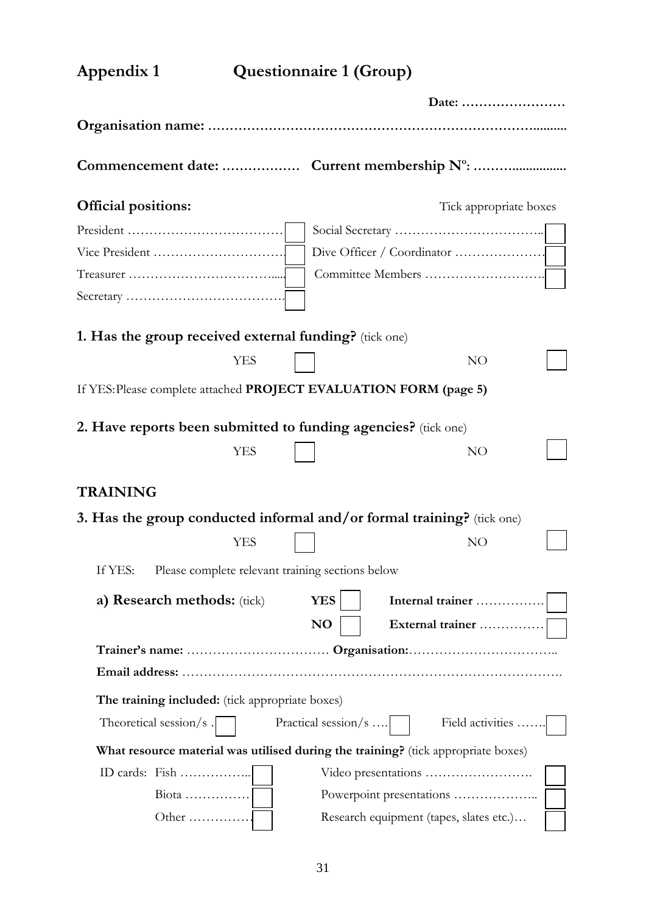# Appendix 1 Questionnaire 1 (Group)

**Date: ……………………**

**Organisation name: ……………………………………………………………….........**

**Commencement date: ……………… Current membership Nº: ……….................**

**Official positions:** Tick appropriate boxes

- President ……………………………… ☐
- Vice President ………………………… ☐
- Treasurer ……………………………..... ☐
- Secretary ………………………………. ☐
- Social Secretary …………………………….. ☐
- Dive Officer / Coordinator ………………… ☐
- Committee Members ………………………. ☐

**1. Has the group received external funding?** (tick one)

YES ☐ NO ☐

If YES: Please complete attached **PROJECT EVALUATION FORM (page 5)**

**2. Have reports been submitted to funding agencies?** (tick one)

YES ☐ NO ☐

## TRAINING

**3. Has the group conducted informal and/or formal training?** (tick one)

YES ☐ NO ☐

If YES: Please complete relevant training sections below

**a) Research methods:** (tick) **YES** ☐ **NO** ☐ **Internal trainer** ……………. ☐ **External trainer** …………… ☐

**Trainer's name:** …………………………… **Organisation:**……………………………..

**Email address:** ………………………………………………………………………….

**The training included:** (tick appropriate boxes)

Theoretical session/s . ☐ Practical session/s …. ☐ Field activities ……. ☐

**What resource material was utilised during the training?** (tick appropriate boxes)

- ID cards: Fish …………….. ☐
- Biota …………… ☐
- Other …………… ☐
- Video presentations ……………………. ☐
- Powerpoint presentations ……………….. ☐
- Research equipment (tapes, slates etc.)… ☐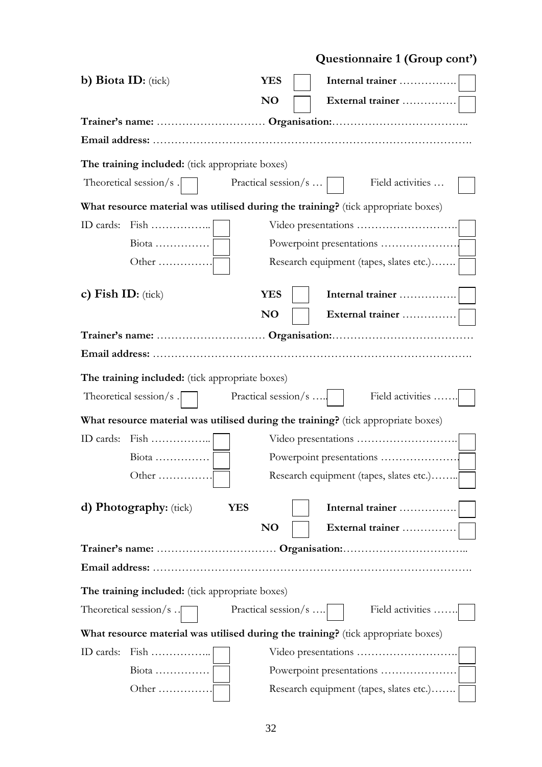**Questionnaire 1 (Group cont')**

**b) Biota ID:** (tick) **YES** ☐ **Internal trainer** ……………. ☐

**NO** ☐ **External trainer** …………… ☐

**Trainer's name:** ………………………… **Organisation:**………………………………..

**Email address:** ……………………………………………………………………….

**The training included:** (tick appropriate boxes)

Theoretical session/s . ☐ Practical session/s … ☐ Field activities … ☐

**What resource material was utilised during the training?** (tick appropriate boxes)

ID cards: Fish …………….. ☐ Video presentations ………………………. ☐

Biota …………… ☐ Powerpoint presentations ………………… ☐

Other …………… ☐ Research equipment (tapes, slates etc.)……. ☐

**c) Fish ID:** (tick) **YES** ☐ **Internal trainer** ……………. ☐

**NO** ☐ **External trainer** …………… ☐

**Trainer's name:** ………………………… **Organisation:**…………………………………

**Email address:** ……………………………………………………………………….

**The training included:** (tick appropriate boxes)

Theoretical session/s . ☐ Practical session/s …. ☐ Field activities ……. ☐

**What resource material was utilised during the training?** (tick appropriate boxes)

ID cards: Fish …………….. ☐ Video presentations ………………………. ☐

Biota …………… ☐ Powerpoint presentations ………………… ☐

Other …………… ☐ Research equipment (tapes, slates etc.)…….. ☐

**d) Photography:** (tick) **YES** ☐ **Internal trainer** ……………. ☐

**NO** ☐ **External trainer** …………… ☐

**Trainer's name:** …………………………… **Organisation:**……………………………..

**Email address:** ……………………………………………………………………….

**The training included:** (tick appropriate boxes)

Theoretical session/s .. ☐ Practical session/s …. ☐ Field activities ……. ☐

**What resource material was utilised during the training?** (tick appropriate boxes)

ID cards: Fish …………….. ☐ Video presentations ………………………. ☐

Biota …………… ☐ Powerpoint presentations ………………… ☐

Other …………… ☐ Research equipment (tapes, slates etc.)……. ☐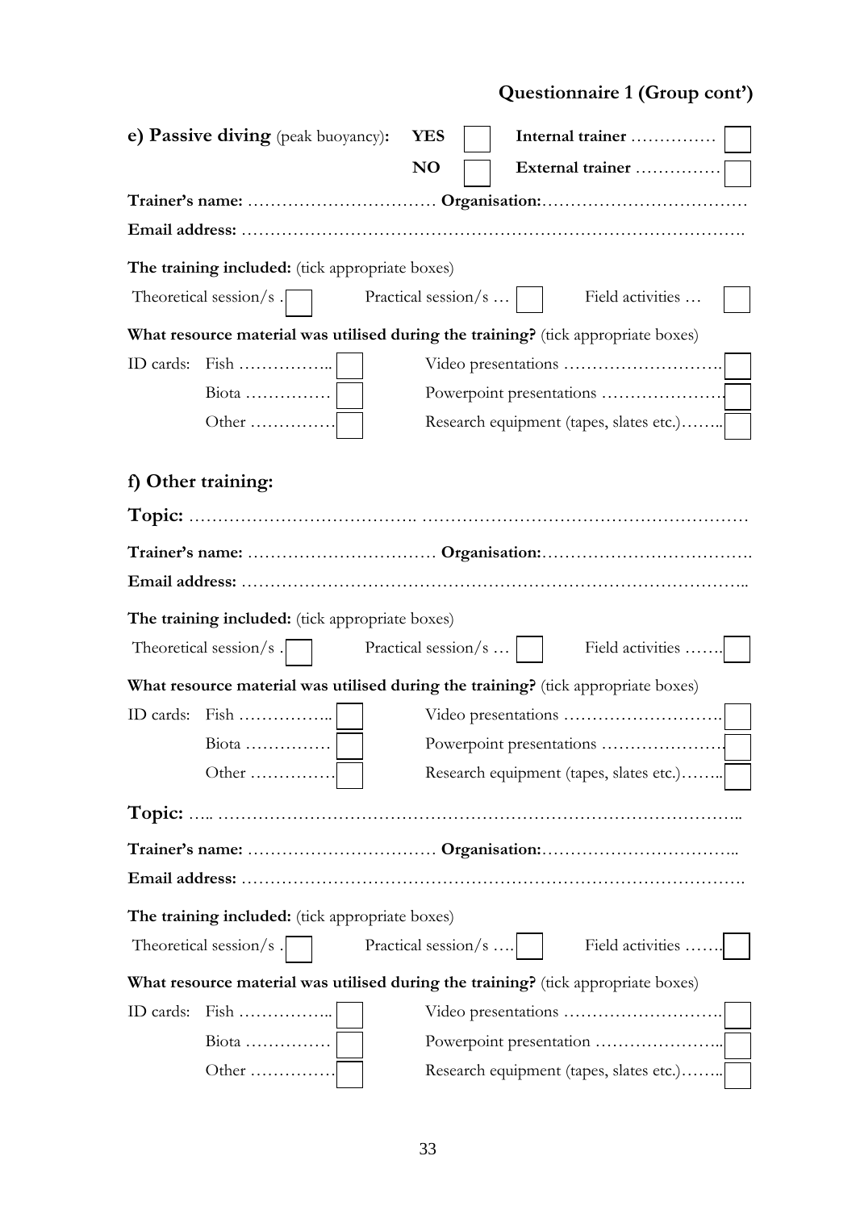**Questionnaire 1 (Group cont')**

**e) Passive diving** (peak buoyancy)**:** **YES** ☐ **Internal trainer** …………… ☐

**NO** ☐ **External trainer** …………… ☐

**Trainer's name:** …………………………… **Organisation:**………………………………

**Email address:** ……………………………………………………………………………

**The training included:** (tick appropriate boxes)

Theoretical session/s . ☐ Practical session/s … ☐ Field activities … ☐

**What resource material was utilised during the training?** (tick appropriate boxes)

ID cards: Fish …………….. ☐ Video presentations ………………………. ☐

Biota …………… ☐ Powerpoint presentations ………………… ☐

Other …………… ☐ Research equipment (tapes, slates etc.)…….. ☐

**f) Other training:**

**Topic:** ………………………………. …………………………………………………

**Trainer's name:** …………………………… **Organisation:**……………………………….

**Email address:** ……………………………………………………………………………..

**The training included:** (tick appropriate boxes)

Theoretical session/s . ☐ Practical session/s … ☐ Field activities ……. ☐

**What resource material was utilised during the training?** (tick appropriate boxes)

ID cards: Fish …………….. ☐ Video presentations ………………………. ☐

Biota …………… ☐ Powerpoint presentations ………………… ☐

Other …………… ☐ Research equipment (tapes, slates etc.)…….. ☐

**Topic:** ….. …………………………………………………………………………..

**Trainer's name:** …………………………… **Organisation:**……………………………..

**Email address:** ……………………………………………………………………………

**The training included:** (tick appropriate boxes)

Theoretical session/s . ☐ Practical session/s …. ☐ Field activities ……. ☐

**What resource material was utilised during the training?** (tick appropriate boxes)

ID cards: Fish …………….. ☐ Video presentations ………………………. ☐

Biota …………… ☐ Powerpoint presentation ………………….. ☐

Other …………… ☐ Research equipment (tapes, slates etc.)…….. ☐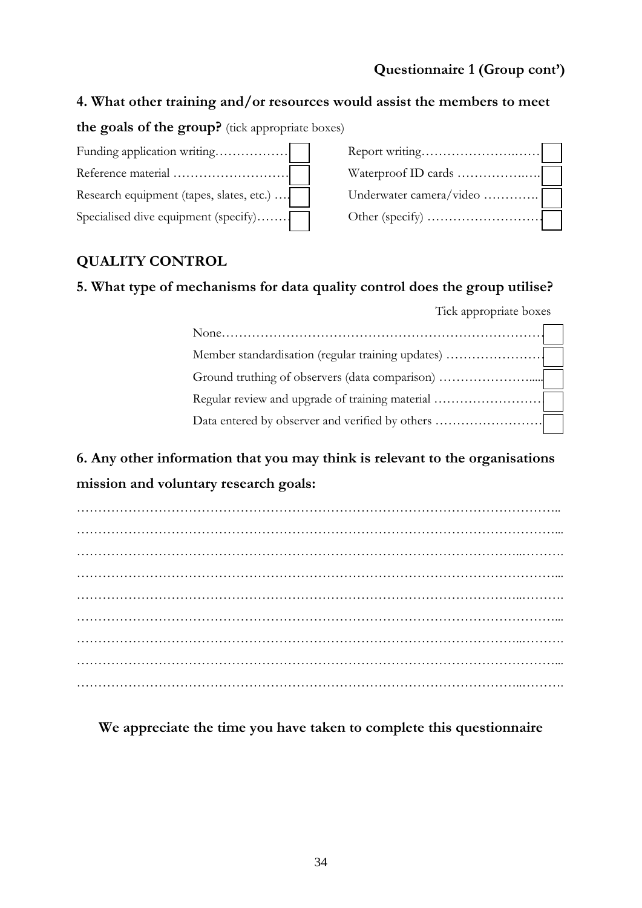**Questionnaire 1 (Group cont')**

**4. What other training and/or resources would assist the members to meet the goals of the group?** (tick appropriate boxes)

- Funding application writing……………… ☐
- Reference material ……………………… ☐
- Research equipment (tapes, slates, etc.) … ☐
- Specialised dive equipment (specify)……. ☐
- Report writing……………………..…… ☐
- Waterproof ID cards ……………..….. ☐
- Underwater camera/video …………. ☐
- Other (specify) ……………………… ☐

## QUALITY CONTROL

**5. What type of mechanisms for data quality control does the group utilise?**

Tick appropriate boxes

- None……………………………………………………………… ☐
- Member standardisation (regular training updates) …………………… ☐
- Ground truthing of observers (data comparison) …………………..... ☐
- Regular review and upgrade of training material …………………… ☐
- Data entered by observer and verified by others …………………… ☐

**6. Any other information that you may think is relevant to the organisations mission and voluntary research goals:**

………………………………………………………………………………………………..
………………………………………………………………………………………………...
………………………………………………………………………………………...……….
………………………………………………………………………………………………...
………………………………………………………………………………………...……….
………………………………………………………………………………………………...
………………………………………………………………………………………...……….
………………………………………………………………………………………………...
………………………………………………………………………………………...……….

**We appreciate the time you have taken to complete this questionnaire**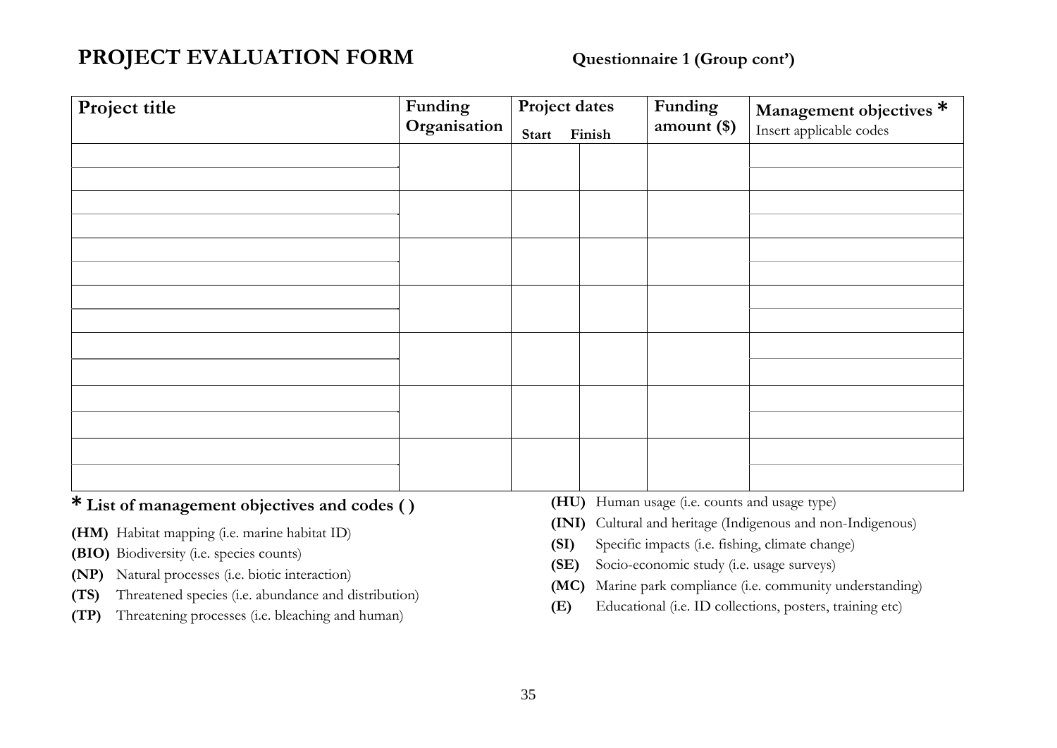# PROJECT EVALUATION FORM

**Questionnaire 1 (Group cont')**

| Project title | Funding Organisation | Project dates Start | Finish | Funding amount ($) | Management objectives * Insert applicable codes |
|---|---|---|---|---|---|
| | | | | | |
| | | | | | |
| | | | | | |
| | | | | | |
| | | | | | |
| | | | | | |
| | | | | | |
| | | | | | |
| | | | | | |
| | | | | | |
| | | | | | |
| | | | | | |
| | | | | | |
| | | | | | |

**\* List of management objectives and codes ( )**

**(HM)** Habitat mapping (i.e. marine habitat ID)

**(BIO)** Biodiversity (i.e. species counts)

**(NP)** Natural processes (i.e. biotic interaction)

**(TS)** Threatened species (i.e. abundance and distribution)

**(TP)** Threatening processes (i.e. bleaching and human)

**(HU)** Human usage (i.e. counts and usage type)

**(INI)** Cultural and heritage (Indigenous and non-Indigenous)

**(SI)** Specific impacts (i.e. fishing, climate change)

**(SE)** Socio-economic study (i.e. usage surveys)

**(MC)** Marine park compliance (i.e. community understanding)

**(E)** Educational (i.e. ID collections, posters, training etc)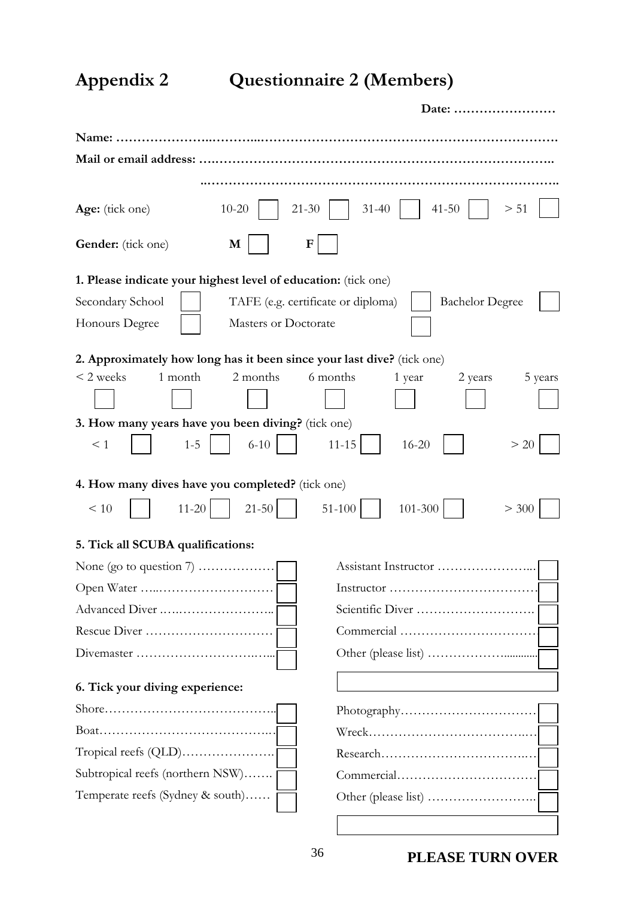# Appendix 2 Questionnaire 2 (Members)

**Date: ……………………**

**Name: ……………………………………………………………………………………………**

**Mail or email address: …………………………………………………………………………..**

**………………………………………………………………………………..**

**Age:** (tick one) 10-20 ☐ 21-30 ☐ 31-40 ☐ 41-50 ☐ > 51 ☐

**Gender:** (tick one) **M** ☐ **F** ☐

**1. Please indicate your highest level of education:** (tick one)

Secondary School ☐ TAFE (e.g. certificate or diploma) ☐ Bachelor Degree ☐

Honours Degree ☐ Masters or Doctorate ☐

**2. Approximately how long has it been since your last dive?** (tick one)

| < 2 weeks | 1 month | 2 months | 6 months | 1 year | 2 years | 5 years |
|---|---|---|---|---|---|---|
| ☐ | ☐ | ☐ | ☐ | ☐ | ☐ | ☐ |

**3. How many years have you been diving?** (tick one)

< 1 ☐ 1-5 ☐ 6-10 ☐ 11-15 ☐ 16-20 ☐ > 20 ☐

**4. How many dives have you completed?** (tick one)

< 10 ☐ 11-20 ☐ 21-50 ☐ 51-100 ☐ 101-300 ☐ > 300 ☐

**5. Tick all SCUBA qualifications:**

- None (go to question 7) ……………… ☐
- Open Water …..……………………… ☐
- Advanced Diver .…..………………….. ☐
- Rescue Diver ………………………… ☐
- Divemaster ……………………….….... ☐
- Assistant Instructor …………………... ☐
- Instructor …………………………… ☐
- Scientific Diver ………………………. ☐
- Commercial ………………………… ☐
- Other (please list) ……………….......... ☐

______________________________

**6. Tick your diving experience:**

- Shore………………………………….. ☐
- Boat…………………………………... ☐
- Tropical reefs (QLD)…………………. ☐
- Subtropical reefs (northern NSW)……. ☐
- Temperate reefs (Sydney & south)…… ☐
- Photography………………………… ☐
- Wreck…………………………….…… ☐
- Research……………………………..… ☐
- Commercial………………………… ☐
- Other (please list) …………………….. ☐

______________________________

**PLEASE TURN OVER**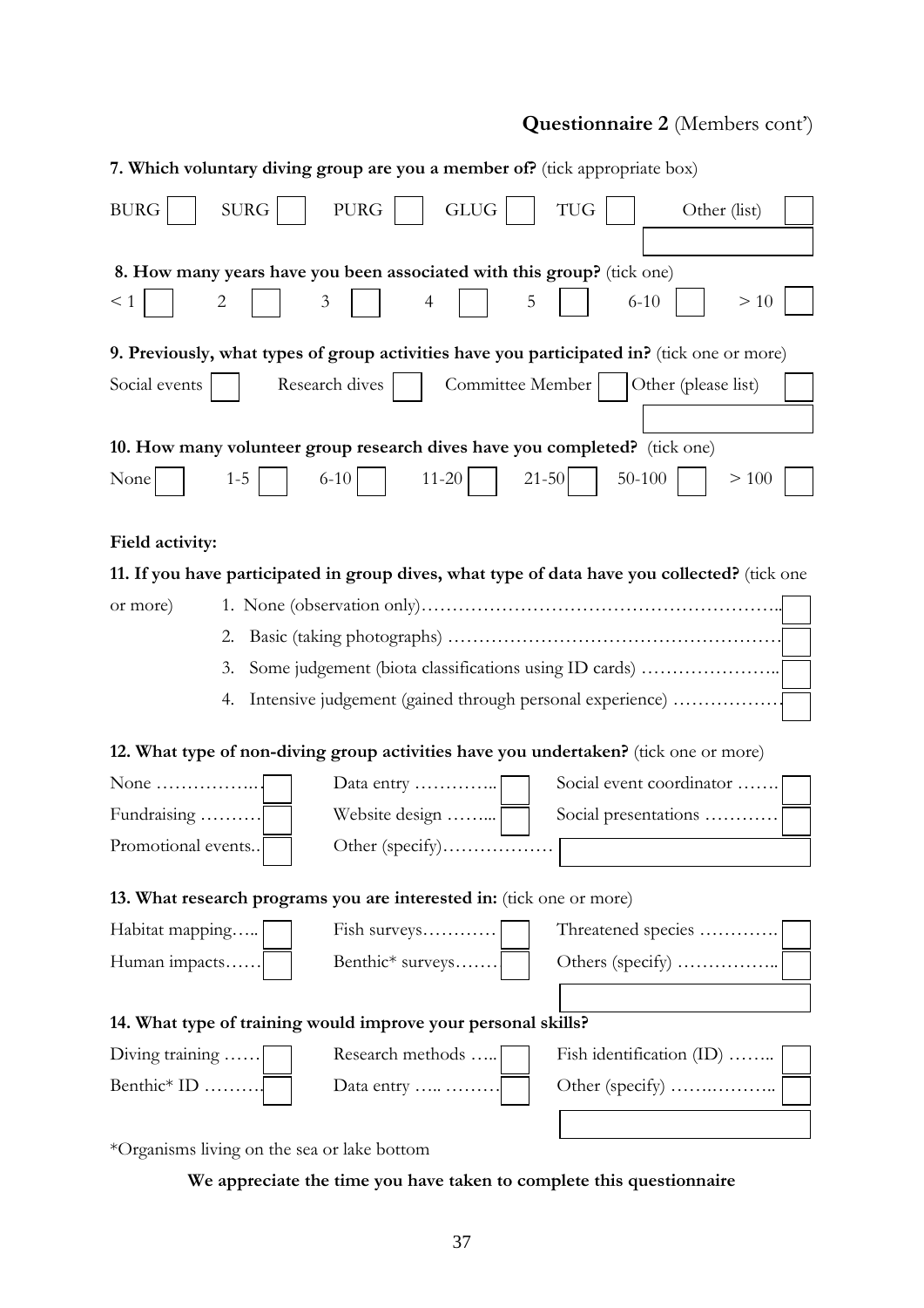**Questionnaire 2** (Members cont')

**7. Which voluntary diving group are you a member of?** (tick appropriate box)

BURG ☐ SURG ☐ PURG ☐ GLUG ☐ TUG ☐ Other (list) ☐

**8. How many years have you been associated with this group?** (tick one)

< 1 ☐ 2 ☐ 3 ☐ 4 ☐ 5 ☐ 6-10 ☐ > 10 ☐

**9. Previously, what types of group activities have you participated in?** (tick one or more)

Social events ☐ Research dives ☐ Committee Member ☐ Other (please list) ☐

**10. How many volunteer group research dives have you completed?** (tick one)

None ☐ 1-5 ☐ 6-10 ☐ 11-20 ☐ 21-50 ☐ 50-100 ☐ > 100 ☐

**Field activity:**

**11. If you have participated in group dives, what type of data have you collected?** (tick one or more)

1. None (observation only)………………………………………………….. ☐
2. Basic (taking photographs) ……………………………………………… ☐
3. Some judgement (biota classifications using ID cards) ………………….. ☐
4. Intensive judgement (gained through personal experience) ……………… ☐

**12. What type of non-diving group activities have you undertaken?** (tick one or more)

None ……………… ☐ Data entry ………….. ☐ Social event coordinator ……. ☐

Fundraising ……… ☐ Website design …….... ☐ Social presentations ………… ☐

Promotional events.. ☐ Other (specify)……………… ☐

**13. What research programs you are interested in:** (tick one or more)

Habitat mapping….. ☐ Fish surveys………… ☐ Threatened species …………. ☐

Human impacts…… ☐ Benthic* surveys……. ☐ Others (specify) …………….. ☐

**14. What type of training would improve your personal skills?**

Diving training …… ☐ Research methods ….. ☐ Fish identification (ID) …….. ☐

Benthic* ID ……… ☐ Data entry ….. ……… ☐ Other (specify) ……..……….. ☐

*Organisms living on the sea or lake bottom

**We appreciate the time you have taken to complete this questionnaire**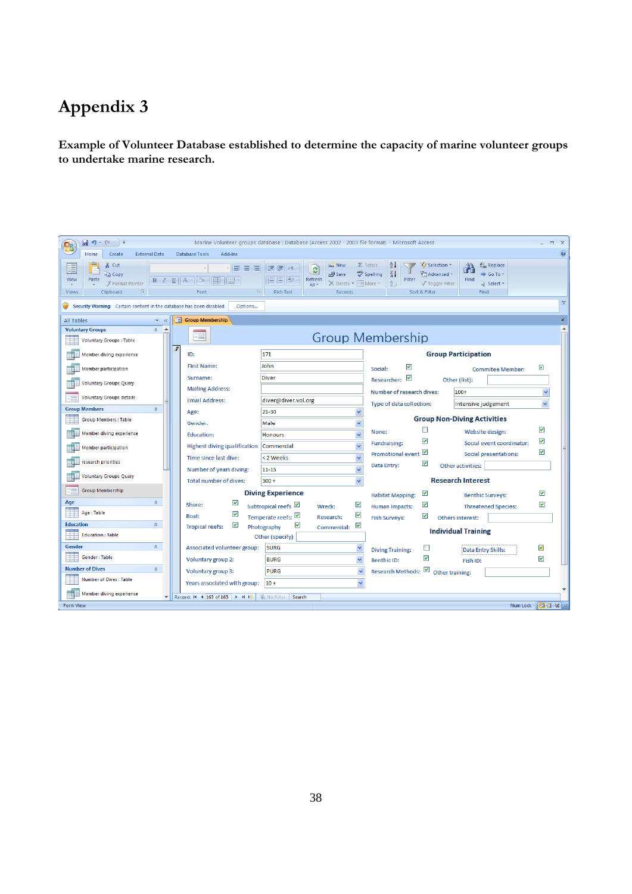# Appendix 3

**Example of Volunteer Database established to determine the capacity of marine volunteer groups to undertake marine research.**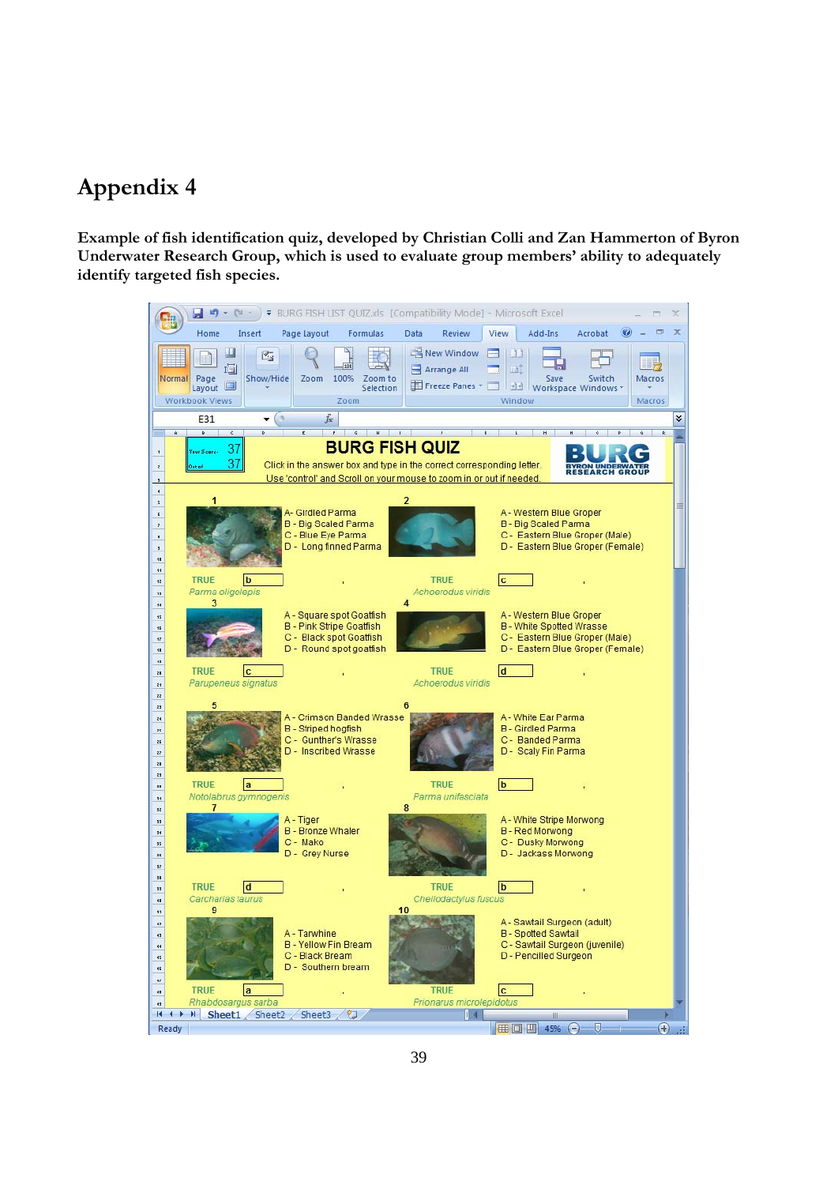# Appendix 4

**Example of fish identification quiz, developed by Christian Colli and Zan Hammerton of Byron Underwater Research Group, which is used to evaluate group members' ability to adequately identify targeted fish species.**

BURG FISH QUIZ

Your Score: 37
Out of: 37

Click in the answer box and type in the correct corresponding letter.
Use 'control' and Scroll on your mouse to zoom in or out if needed.

BURG BYRON UNDERWATER RESEARCH GROUP

**1**
A - Girdled Parma
B - Big Scaled Parma
C - Blue Eye Parma
D - Long finned Parma

TRUE | b
*Parma oligolepis*

**2**
A - Western Blue Groper
B - Big Scaled Parma
C - Eastern Blue Groper (Male)
D - Eastern Blue Groper (Female)

TRUE | c
*Achoerodus viridis*

**3**
A - Square spot Goatfish
B - Pink Stripe Goatfish
C - Black spot Goatfish
D - Round spot goatfish

TRUE | c
*Parupeneus signatus*

**4**
A - Western Blue Groper
B - White Spotted Wrasse
C - Eastern Blue Groper (Male)
D - Eastern Blue Groper (Female)

TRUE | d
*Achoerodus viridis*

**5**
A - Crimson Banded Wrasse
B - Striped hogfish
C - Gunther's Wrasse
D - Inscribed Wrasse

TRUE | a
*Notolabrus gymnogenis*

**6**
A - White Ear Parma
B - Girdled Parma
C - Banded Parma
D - Scaly Fin Parma

TRUE | b
*Parma unifasciata*

**7**
A - Tiger
B - Bronze Whaler
C - Mako
D - Grey Nurse

TRUE | d
*Carcharias taurus*

**8**
A - White Stripe Morwong
B - Red Morwong
C - Dusky Morwong
D - Jackass Morwong

TRUE | b
*Cheilodactylus fuscus*

**9**
A - Tarwhine
B - Yellow Fin Bream
C - Black Bream
D - Southern bream

TRUE | a
*Rhabdosargus sarba*

**10**
A - Sawtail Surgeon (adult)
B - Spotted Sawtail
C - Sawtail Surgeon (juvenile)
D - Pencilled Surgeon

TRUE | c
*Prionurus microlepidotus*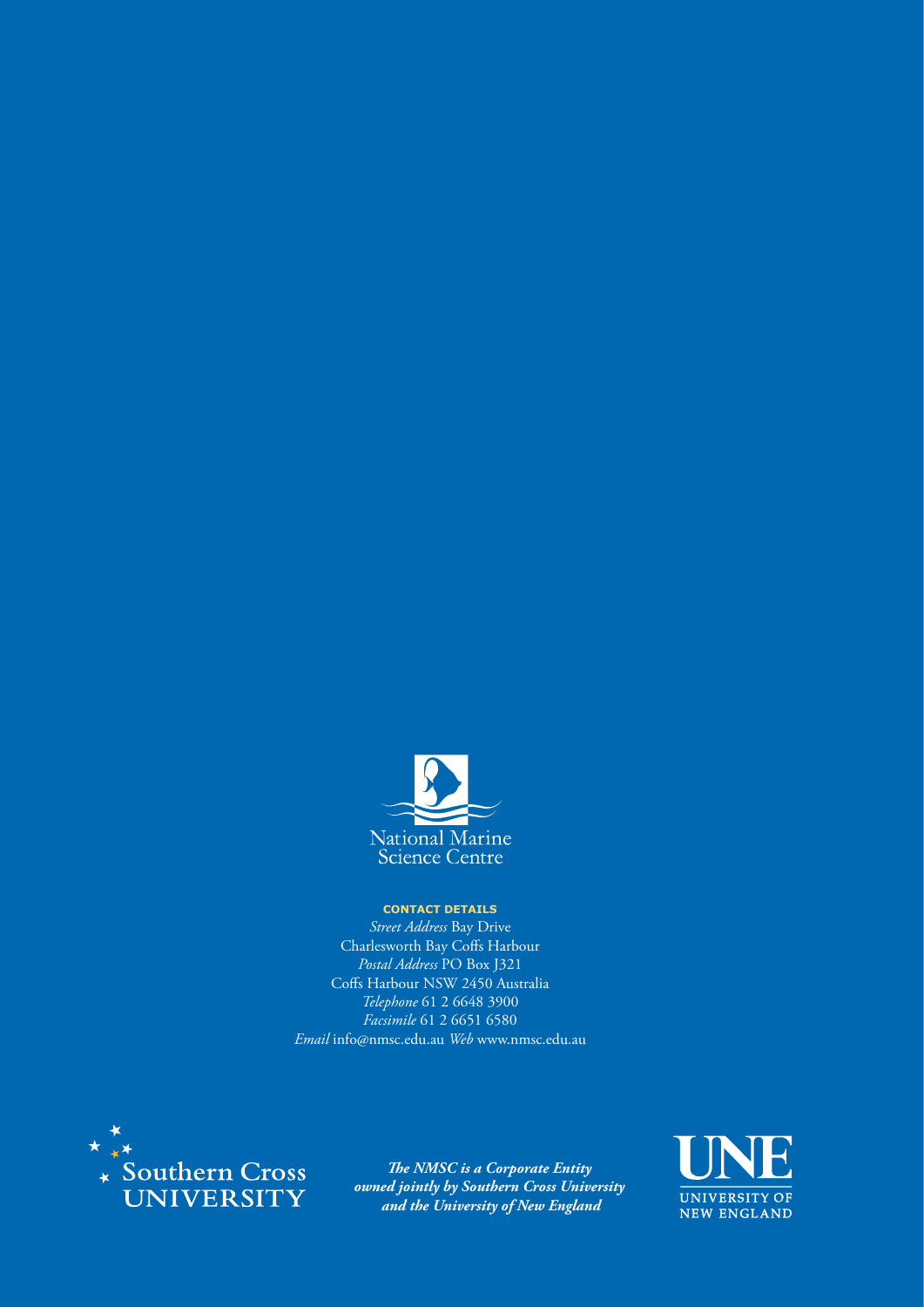National Marine
Science Centre

**CONTACT DETAILS**

*Street Address* Bay Drive
Charlesworth Bay Coffs Harbour
*Postal Address* PO Box J321
Coffs Harbour NSW 2450 Australia
*Telephone* 61 2 6648 3900
*Facsimile* 61 2 6651 6580
*Email* info@nmsc.edu.au *Web* www.nmsc.edu.au

Southern Cross
UNIVERSITY

***The NMSC is a Corporate Entity owned jointly by Southern Cross University and the University of New England***

UNE
UNIVERSITY OF
NEW ENGLAND